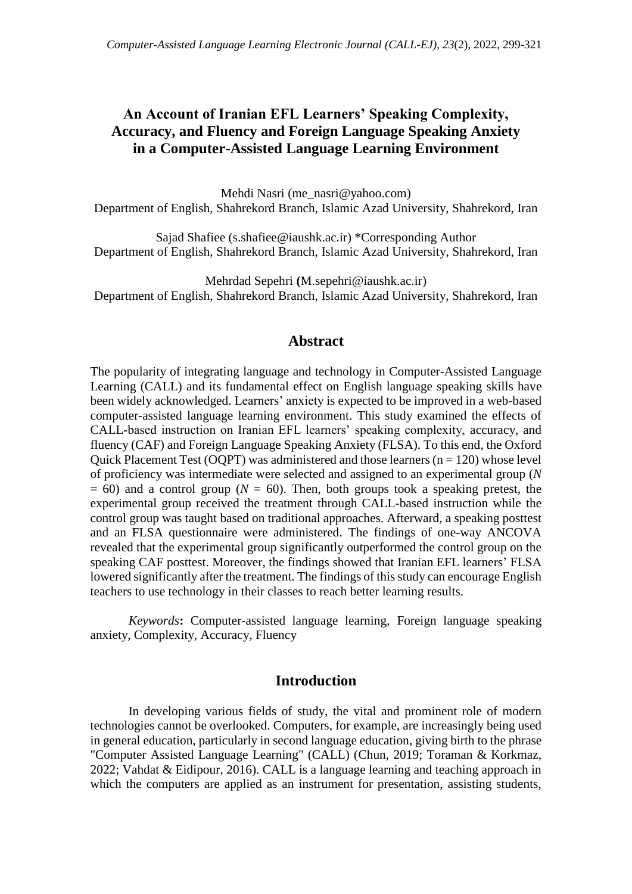# An Account of Iranian EFL Learners' Speaking Complexity, Accuracy, and Fluency and Foreign Language Speaking Anxiety in a Computer-Assisted Language Learning Environment

Mehdi Nasri (me_nasri@yahoo.com)
Department of English, Shahrekord Branch, Islamic Azad University, Shahrekord, Iran

Sajad Shafiee (s.shafiee@iaushk.ac.ir) *Corresponding Author
Department of English, Shahrekord Branch, Islamic Azad University, Shahrekord, Iran

Mehrdad Sepehri (M.sepehri@iaushk.ac.ir)
Department of English, Shahrekord Branch, Islamic Azad University, Shahrekord, Iran

## Abstract

The popularity of integrating language and technology in Computer-Assisted Language Learning (CALL) and its fundamental effect on English language speaking skills have been widely acknowledged. Learners' anxiety is expected to be improved in a web-based computer-assisted language learning environment. This study examined the effects of CALL-based instruction on Iranian EFL learners' speaking complexity, accuracy, and fluency (CAF) and Foreign Language Speaking Anxiety (FLSA). To this end, the Oxford Quick Placement Test (OQPT) was administered and those learners ($n = 120$) whose level of proficiency was intermediate were selected and assigned to an experimental group ($N = 60$) and a control group ($N = 60$). Then, both groups took a speaking pretest, the experimental group received the treatment through CALL-based instruction while the control group was taught based on traditional approaches. Afterward, a speaking posttest and an FLSA questionnaire were administered. The findings of one-way ANCOVA revealed that the experimental group significantly outperformed the control group on the speaking CAF posttest. Moreover, the findings showed that Iranian EFL learners' FLSA lowered significantly after the treatment. The findings of this study can encourage English teachers to use technology in their classes to reach better learning results.

*Keywords***:** Computer-assisted language learning, Foreign language speaking anxiety, Complexity, Accuracy, Fluency

## Introduction

In developing various fields of study, the vital and prominent role of modern technologies cannot be overlooked. Computers, for example, are increasingly being used in general education, particularly in second language education, giving birth to the phrase "Computer Assisted Language Learning" (CALL) (Chun, 2019; Toraman & Korkmaz, 2022; Vahdat & Eidipour, 2016). CALL is a language learning and teaching approach in which the computers are applied as an instrument for presentation, assisting students,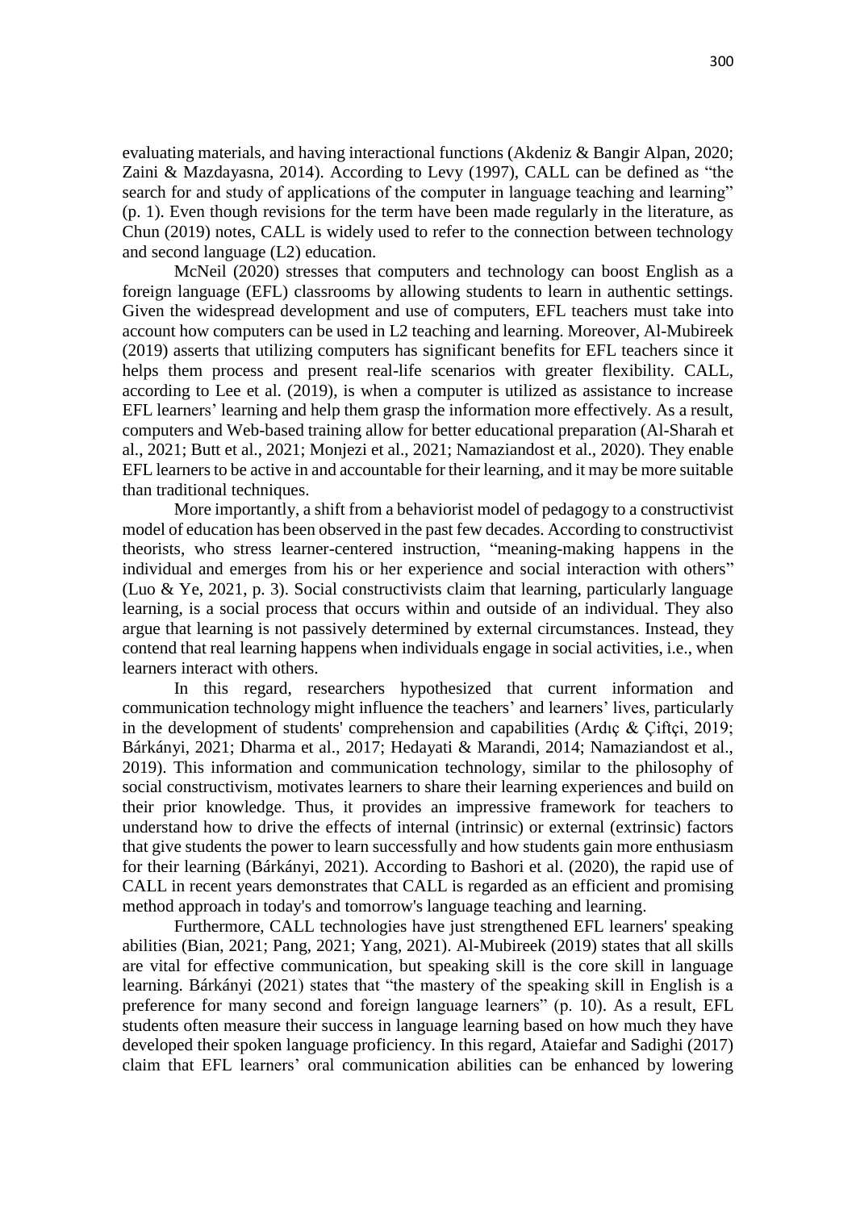evaluating materials, and having interactional functions (Akdeniz & Bangir Alpan, 2020; Zaini & Mazdayasna, 2014). According to Levy (1997), CALL can be defined as "the search for and study of applications of the computer in language teaching and learning" (p. 1). Even though revisions for the term have been made regularly in the literature, as Chun (2019) notes, CALL is widely used to refer to the connection between technology and second language (L2) education.

McNeil (2020) stresses that computers and technology can boost English as a foreign language (EFL) classrooms by allowing students to learn in authentic settings. Given the widespread development and use of computers, EFL teachers must take into account how computers can be used in L2 teaching and learning. Moreover, Al-Mubireek (2019) asserts that utilizing computers has significant benefits for EFL teachers since it helps them process and present real-life scenarios with greater flexibility. CALL, according to Lee et al. (2019), is when a computer is utilized as assistance to increase EFL learners' learning and help them grasp the information more effectively. As a result, computers and Web-based training allow for better educational preparation (Al-Sharah et al., 2021; Butt et al., 2021; Monjezi et al., 2021; Namaziandost et al., 2020). They enable EFL learners to be active in and accountable for their learning, and it may be more suitable than traditional techniques.

More importantly, a shift from a behaviorist model of pedagogy to a constructivist model of education has been observed in the past few decades. According to constructivist theorists, who stress learner-centered instruction, "meaning-making happens in the individual and emerges from his or her experience and social interaction with others" (Luo & Ye, 2021, p. 3). Social constructivists claim that learning, particularly language learning, is a social process that occurs within and outside of an individual. They also argue that learning is not passively determined by external circumstances. Instead, they contend that real learning happens when individuals engage in social activities, i.e., when learners interact with others.

In this regard, researchers hypothesized that current information and communication technology might influence the teachers' and learners' lives, particularly in the development of students' comprehension and capabilities (Ardıç & Çiftçi, 2019; Bárkányi, 2021; Dharma et al., 2017; Hedayati & Marandi, 2014; Namaziandost et al., 2019). This information and communication technology, similar to the philosophy of social constructivism, motivates learners to share their learning experiences and build on their prior knowledge. Thus, it provides an impressive framework for teachers to understand how to drive the effects of internal (intrinsic) or external (extrinsic) factors that give students the power to learn successfully and how students gain more enthusiasm for their learning (Bárkányi, 2021). According to Bashori et al. (2020), the rapid use of CALL in recent years demonstrates that CALL is regarded as an efficient and promising method approach in today's and tomorrow's language teaching and learning.

Furthermore, CALL technologies have just strengthened EFL learners' speaking abilities (Bian, 2021; Pang, 2021; Yang, 2021). Al-Mubireek (2019) states that all skills are vital for effective communication, but speaking skill is the core skill in language learning. Bárkányi (2021) states that "the mastery of the speaking skill in English is a preference for many second and foreign language learners" (p. 10). As a result, EFL students often measure their success in language learning based on how much they have developed their spoken language proficiency. In this regard, Ataiefar and Sadighi (2017) claim that EFL learners' oral communication abilities can be enhanced by lowering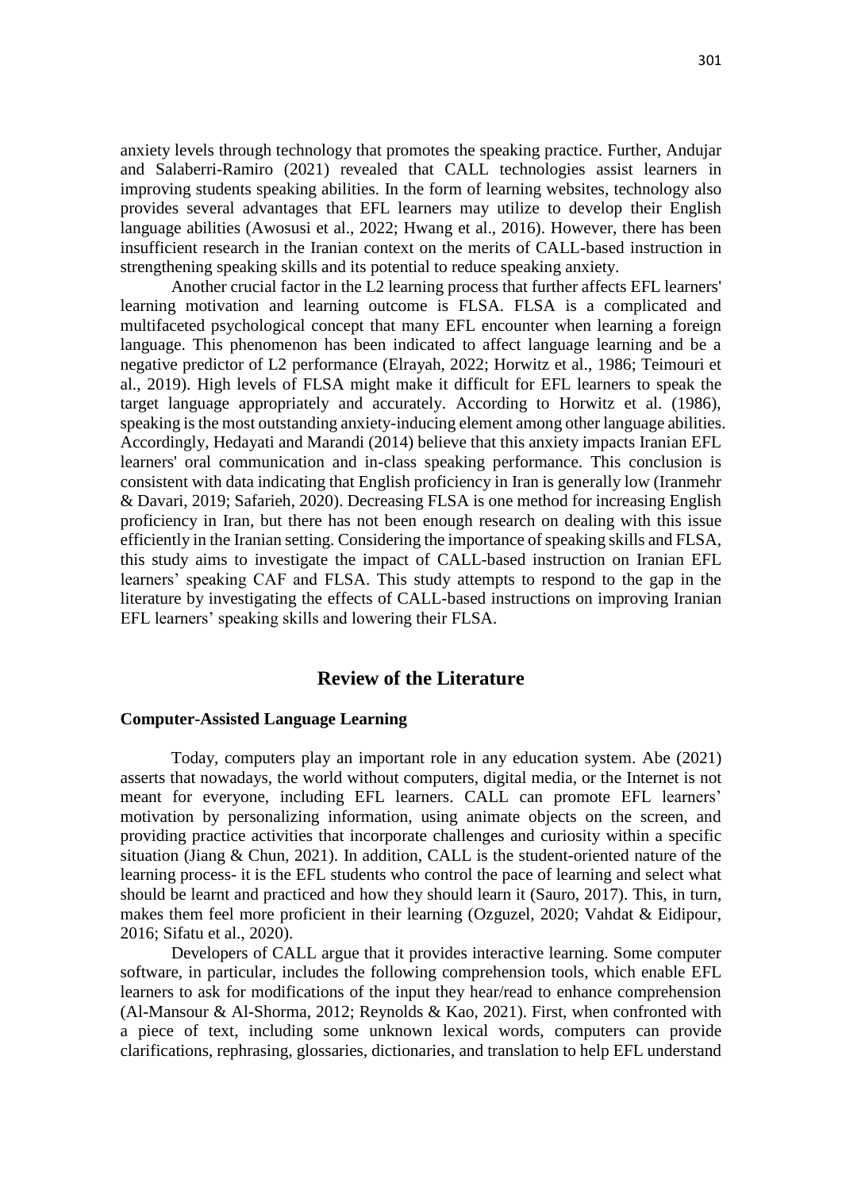anxiety levels through technology that promotes the speaking practice. Further, Andujar and Salaberri-Ramiro (2021) revealed that CALL technologies assist learners in improving students speaking abilities. In the form of learning websites, technology also provides several advantages that EFL learners may utilize to develop their English language abilities (Awosusi et al., 2022; Hwang et al., 2016). However, there has been insufficient research in the Iranian context on the merits of CALL-based instruction in strengthening speaking skills and its potential to reduce speaking anxiety.

Another crucial factor in the L2 learning process that further affects EFL learners' learning motivation and learning outcome is FLSA. FLSA is a complicated and multifaceted psychological concept that many EFL encounter when learning a foreign language. This phenomenon has been indicated to affect language learning and be a negative predictor of L2 performance (Elrayah, 2022; Horwitz et al., 1986; Teimouri et al., 2019). High levels of FLSA might make it difficult for EFL learners to speak the target language appropriately and accurately. According to Horwitz et al. (1986), speaking is the most outstanding anxiety-inducing element among other language abilities. Accordingly, Hedayati and Marandi (2014) believe that this anxiety impacts Iranian EFL learners' oral communication and in-class speaking performance. This conclusion is consistent with data indicating that English proficiency in Iran is generally low (Iranmehr & Davari, 2019; Safarieh, 2020). Decreasing FLSA is one method for increasing English proficiency in Iran, but there has not been enough research on dealing with this issue efficiently in the Iranian setting. Considering the importance of speaking skills and FLSA, this study aims to investigate the impact of CALL-based instruction on Iranian EFL learners' speaking CAF and FLSA. This study attempts to respond to the gap in the literature by investigating the effects of CALL-based instructions on improving Iranian EFL learners' speaking skills and lowering their FLSA.

## Review of the Literature

### Computer-Assisted Language Learning

Today, computers play an important role in any education system. Abe (2021) asserts that nowadays, the world without computers, digital media, or the Internet is not meant for everyone, including EFL learners. CALL can promote EFL learners' motivation by personalizing information, using animate objects on the screen, and providing practice activities that incorporate challenges and curiosity within a specific situation (Jiang & Chun, 2021). In addition, CALL is the student-oriented nature of the learning process- it is the EFL students who control the pace of learning and select what should be learnt and practiced and how they should learn it (Sauro, 2017). This, in turn, makes them feel more proficient in their learning (Ozguzel, 2020; Vahdat & Eidipour, 2016; Sifatu et al., 2020).

Developers of CALL argue that it provides interactive learning. Some computer software, in particular, includes the following comprehension tools, which enable EFL learners to ask for modifications of the input they hear/read to enhance comprehension (Al-Mansour & Al-Shorma, 2012; Reynolds & Kao, 2021). First, when confronted with a piece of text, including some unknown lexical words, computers can provide clarifications, rephrasing, glossaries, dictionaries, and translation to help EFL understand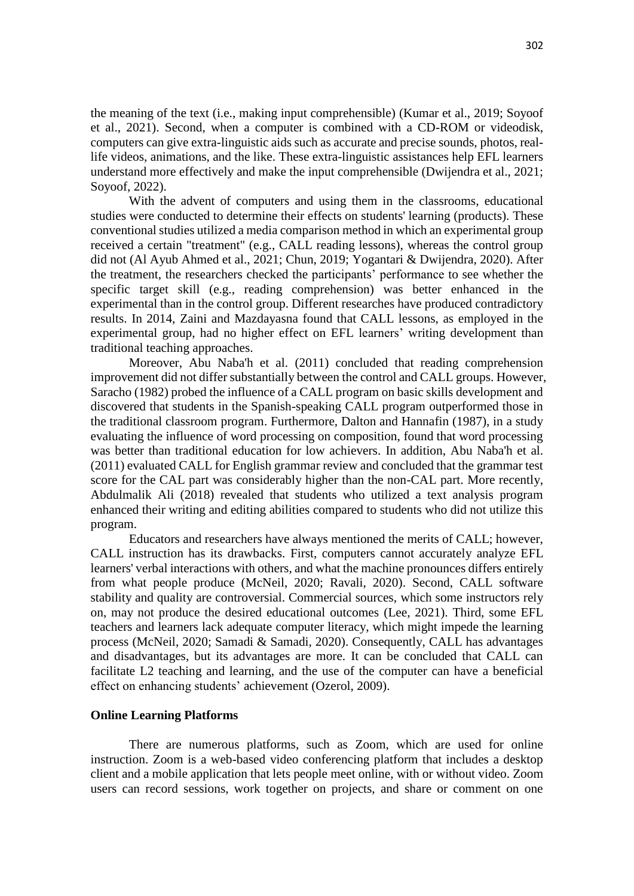the meaning of the text (i.e., making input comprehensible) (Kumar et al., 2019; Soyoof et al., 2021). Second, when a computer is combined with a CD-ROM or videodisk, computers can give extra-linguistic aids such as accurate and precise sounds, photos, real-life videos, animations, and the like. These extra-linguistic assistances help EFL learners understand more effectively and make the input comprehensible (Dwijendra et al., 2021; Soyoof, 2022).

With the advent of computers and using them in the classrooms, educational studies were conducted to determine their effects on students' learning (products). These conventional studies utilized a media comparison method in which an experimental group received a certain "treatment" (e.g., CALL reading lessons), whereas the control group did not (Al Ayub Ahmed et al., 2021; Chun, 2019; Yogantari & Dwijendra, 2020). After the treatment, the researchers checked the participants' performance to see whether the specific target skill (e.g., reading comprehension) was better enhanced in the experimental than in the control group. Different researches have produced contradictory results. In 2014, Zaini and Mazdayasna found that CALL lessons, as employed in the experimental group, had no higher effect on EFL learners' writing development than traditional teaching approaches.

Moreover, Abu Naba'h et al. (2011) concluded that reading comprehension improvement did not differ substantially between the control and CALL groups. However, Saracho (1982) probed the influence of a CALL program on basic skills development and discovered that students in the Spanish-speaking CALL program outperformed those in the traditional classroom program. Furthermore, Dalton and Hannafin (1987), in a study evaluating the influence of word processing on composition, found that word processing was better than traditional education for low achievers. In addition, Abu Naba'h et al. (2011) evaluated CALL for English grammar review and concluded that the grammar test score for the CAL part was considerably higher than the non-CAL part. More recently, Abdulmalik Ali (2018) revealed that students who utilized a text analysis program enhanced their writing and editing abilities compared to students who did not utilize this program.

Educators and researchers have always mentioned the merits of CALL; however, CALL instruction has its drawbacks. First, computers cannot accurately analyze EFL learners' verbal interactions with others, and what the machine pronounces differs entirely from what people produce (McNeil, 2020; Ravali, 2020). Second, CALL software stability and quality are controversial. Commercial sources, which some instructors rely on, may not produce the desired educational outcomes (Lee, 2021). Third, some EFL teachers and learners lack adequate computer literacy, which might impede the learning process (McNeil, 2020; Samadi & Samadi, 2020). Consequently, CALL has advantages and disadvantages, but its advantages are more. It can be concluded that CALL can facilitate L2 teaching and learning, and the use of the computer can have a beneficial effect on enhancing students' achievement (Ozerol, 2009).

## Online Learning Platforms

There are numerous platforms, such as Zoom, which are used for online instruction. Zoom is a web-based video conferencing platform that includes a desktop client and a mobile application that lets people meet online, with or without video. Zoom users can record sessions, work together on projects, and share or comment on one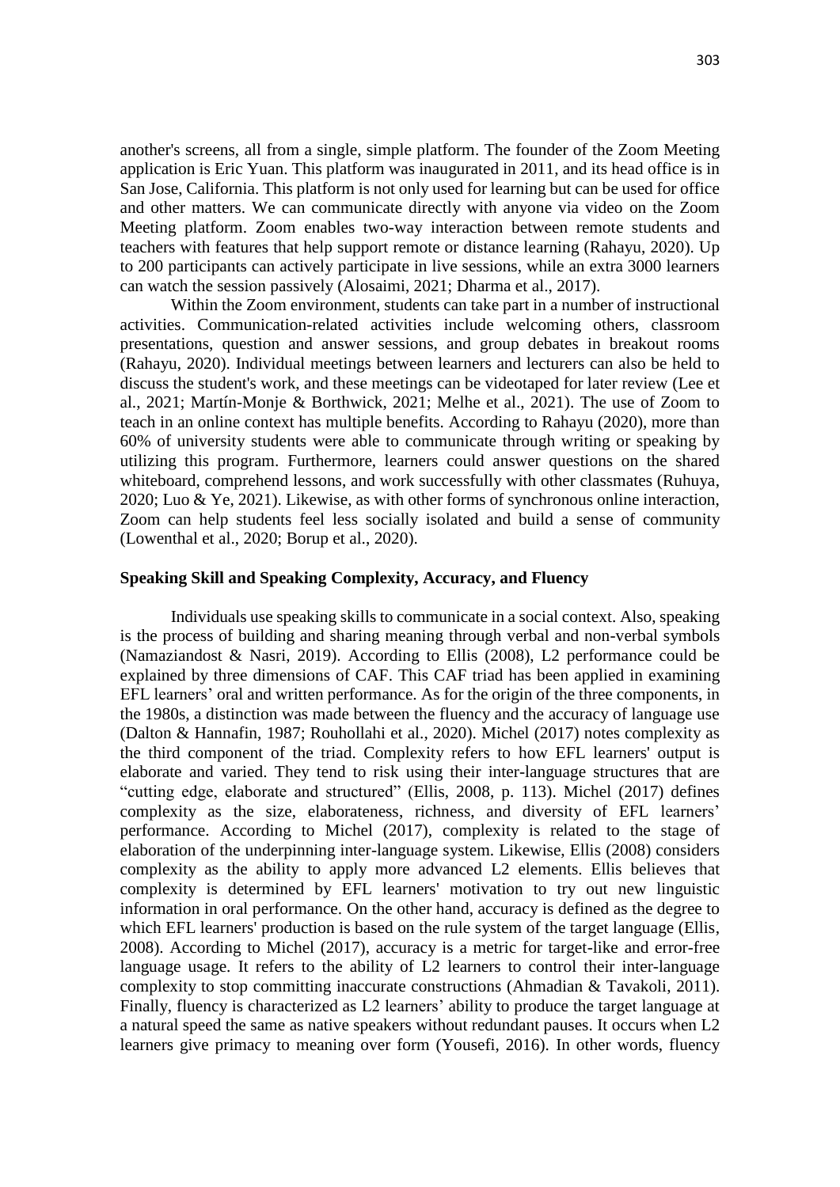another's screens, all from a single, simple platform. The founder of the Zoom Meeting application is Eric Yuan. This platform was inaugurated in 2011, and its head office is in San Jose, California. This platform is not only used for learning but can be used for office and other matters. We can communicate directly with anyone via video on the Zoom Meeting platform. Zoom enables two-way interaction between remote students and teachers with features that help support remote or distance learning (Rahayu, 2020). Up to 200 participants can actively participate in live sessions, while an extra 3000 learners can watch the session passively (Alosaimi, 2021; Dharma et al., 2017).

Within the Zoom environment, students can take part in a number of instructional activities. Communication-related activities include welcoming others, classroom presentations, question and answer sessions, and group debates in breakout rooms (Rahayu, 2020). Individual meetings between learners and lecturers can also be held to discuss the student's work, and these meetings can be videotaped for later review (Lee et al., 2021; Martín-Monje & Borthwick, 2021; Melhe et al., 2021). The use of Zoom to teach in an online context has multiple benefits. According to Rahayu (2020), more than 60% of university students were able to communicate through writing or speaking by utilizing this program. Furthermore, learners could answer questions on the shared whiteboard, comprehend lessons, and work successfully with other classmates (Ruhuya, 2020; Luo & Ye, 2021). Likewise, as with other forms of synchronous online interaction, Zoom can help students feel less socially isolated and build a sense of community (Lowenthal et al., 2020; Borup et al., 2020).

## Speaking Skill and Speaking Complexity, Accuracy, and Fluency

Individuals use speaking skills to communicate in a social context. Also, speaking is the process of building and sharing meaning through verbal and non-verbal symbols (Namaziandost & Nasri, 2019). According to Ellis (2008), L2 performance could be explained by three dimensions of CAF. This CAF triad has been applied in examining EFL learners' oral and written performance. As for the origin of the three components, in the 1980s, a distinction was made between the fluency and the accuracy of language use (Dalton & Hannafin, 1987; Rouhollahi et al., 2020). Michel (2017) notes complexity as the third component of the triad. Complexity refers to how EFL learners' output is elaborate and varied. They tend to risk using their inter-language structures that are "cutting edge, elaborate and structured" (Ellis, 2008, p. 113). Michel (2017) defines complexity as the size, elaborateness, richness, and diversity of EFL learners' performance. According to Michel (2017), complexity is related to the stage of elaboration of the underpinning inter-language system. Likewise, Ellis (2008) considers complexity as the ability to apply more advanced L2 elements. Ellis believes that complexity is determined by EFL learners' motivation to try out new linguistic information in oral performance. On the other hand, accuracy is defined as the degree to which EFL learners' production is based on the rule system of the target language (Ellis, 2008). According to Michel (2017), accuracy is a metric for target-like and error-free language usage. It refers to the ability of L2 learners to control their inter-language complexity to stop committing inaccurate constructions (Ahmadian & Tavakoli, 2011). Finally, fluency is characterized as L2 learners' ability to produce the target language at a natural speed the same as native speakers without redundant pauses. It occurs when L2 learners give primacy to meaning over form (Yousefi, 2016). In other words, fluency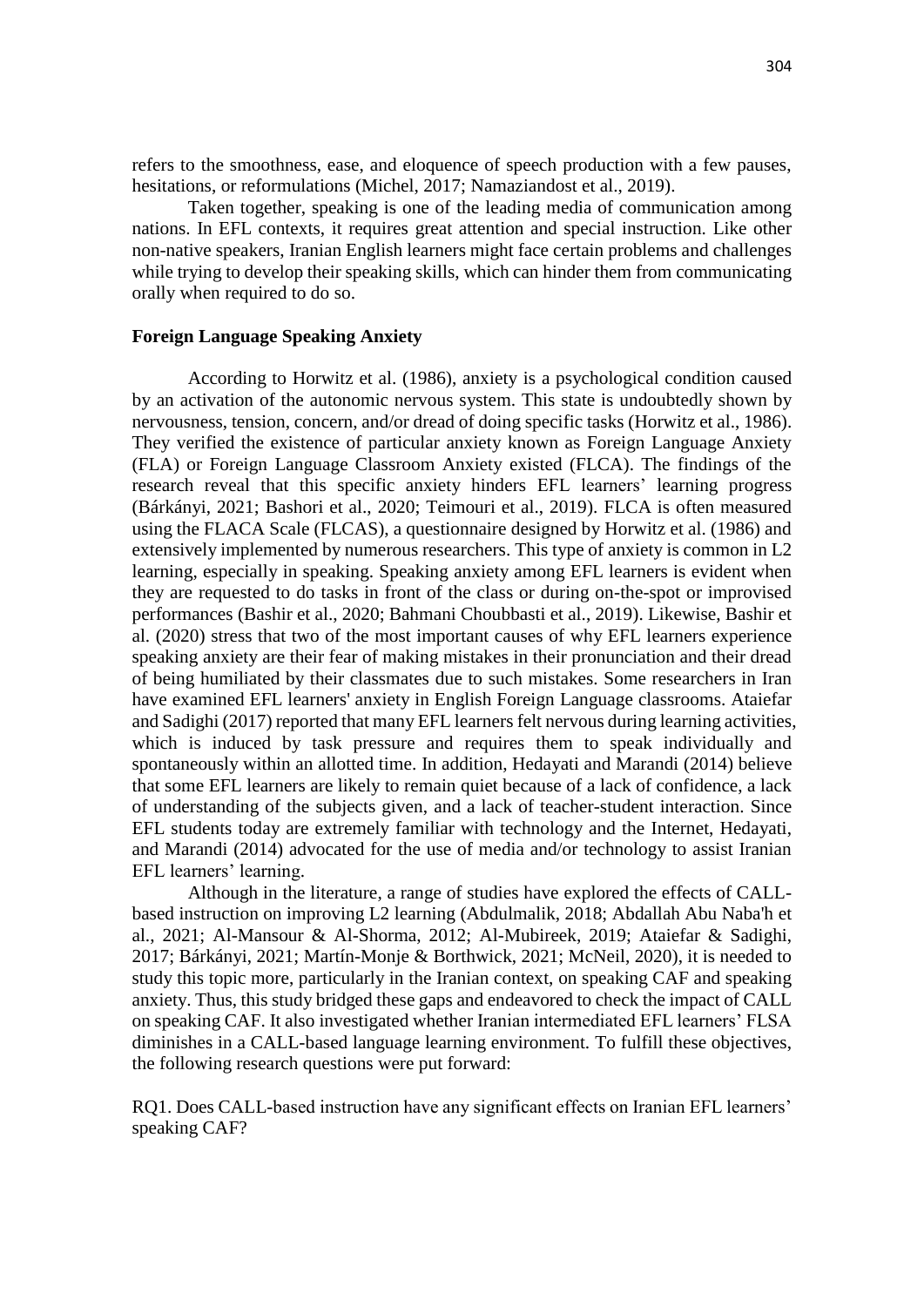refers to the smoothness, ease, and eloquence of speech production with a few pauses, hesitations, or reformulations (Michel, 2017; Namaziandost et al., 2019).

Taken together, speaking is one of the leading media of communication among nations. In EFL contexts, it requires great attention and special instruction. Like other non-native speakers, Iranian English learners might face certain problems and challenges while trying to develop their speaking skills, which can hinder them from communicating orally when required to do so.

### Foreign Language Speaking Anxiety

According to Horwitz et al. (1986), anxiety is a psychological condition caused by an activation of the autonomic nervous system. This state is undoubtedly shown by nervousness, tension, concern, and/or dread of doing specific tasks (Horwitz et al., 1986). They verified the existence of particular anxiety known as Foreign Language Anxiety (FLA) or Foreign Language Classroom Anxiety existed (FLCA). The findings of the research reveal that this specific anxiety hinders EFL learners' learning progress (Bárkányi, 2021; Bashori et al., 2020; Teimouri et al., 2019). FLCA is often measured using the FLACA Scale (FLCAS), a questionnaire designed by Horwitz et al. (1986) and extensively implemented by numerous researchers. This type of anxiety is common in L2 learning, especially in speaking. Speaking anxiety among EFL learners is evident when they are requested to do tasks in front of the class or during on-the-spot or improvised performances (Bashir et al., 2020; Bahmani Choubbasti et al., 2019). Likewise, Bashir et al. (2020) stress that two of the most important causes of why EFL learners experience speaking anxiety are their fear of making mistakes in their pronunciation and their dread of being humiliated by their classmates due to such mistakes. Some researchers in Iran have examined EFL learners' anxiety in English Foreign Language classrooms. Ataiefar and Sadighi (2017) reported that many EFL learners felt nervous during learning activities, which is induced by task pressure and requires them to speak individually and spontaneously within an allotted time. In addition, Hedayati and Marandi (2014) believe that some EFL learners are likely to remain quiet because of a lack of confidence, a lack of understanding of the subjects given, and a lack of teacher-student interaction. Since EFL students today are extremely familiar with technology and the Internet, Hedayati, and Marandi (2014) advocated for the use of media and/or technology to assist Iranian EFL learners' learning.

Although in the literature, a range of studies have explored the effects of CALL-based instruction on improving L2 learning (Abdulmalik, 2018; Abdallah Abu Naba'h et al., 2021; Al-Mansour & Al-Shorma, 2012; Al-Mubireek, 2019; Ataiefar & Sadighi, 2017; Bárkányi, 2021; Martín-Monje & Borthwick, 2021; McNeil, 2020), it is needed to study this topic more, particularly in the Iranian context, on speaking CAF and speaking anxiety. Thus, this study bridged these gaps and endeavored to check the impact of CALL on speaking CAF. It also investigated whether Iranian intermediated EFL learners' FLSA diminishes in a CALL-based language learning environment. To fulfill these objectives, the following research questions were put forward:

RQ1. Does CALL-based instruction have any significant effects on Iranian EFL learners' speaking CAF?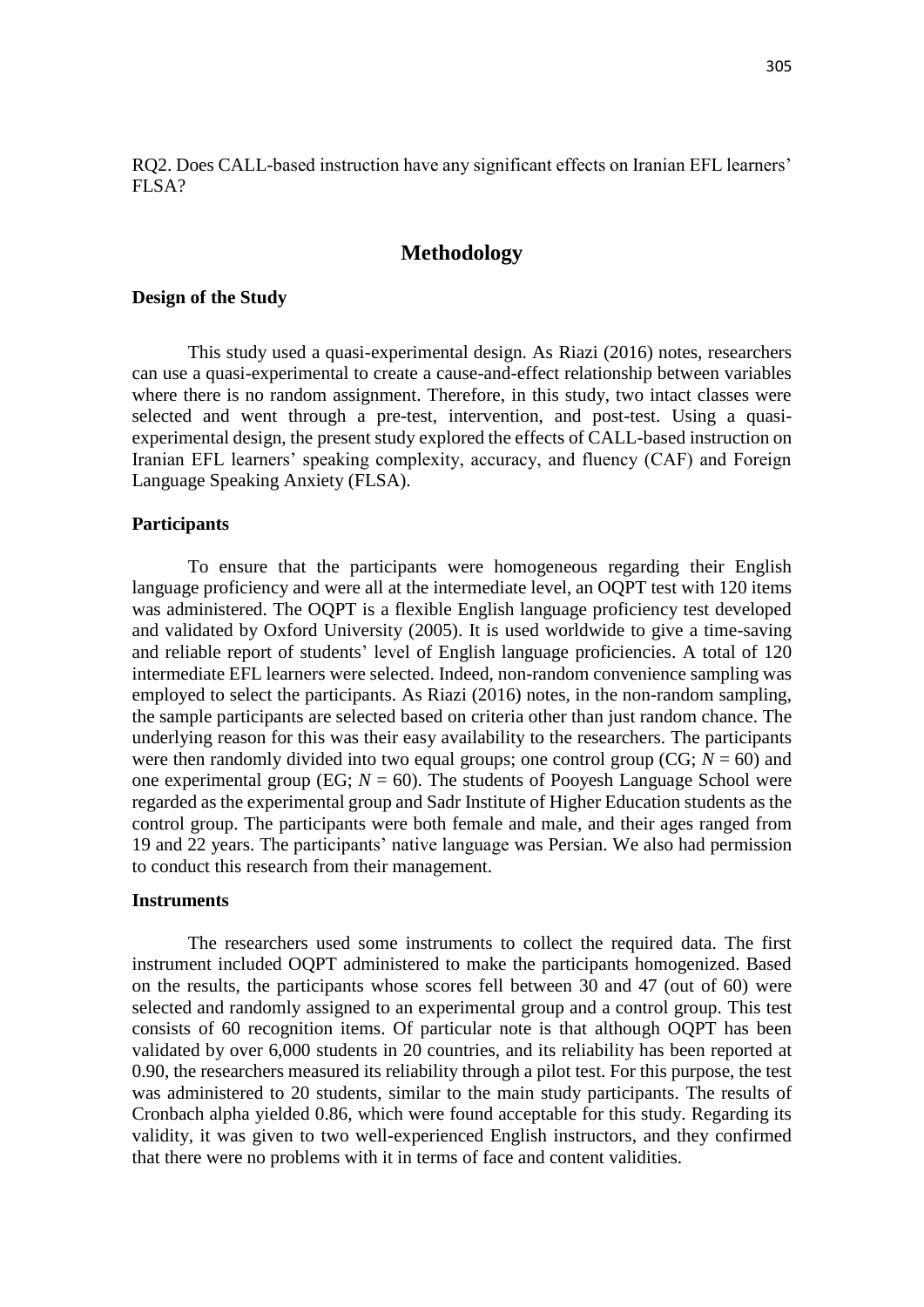RQ2. Does CALL-based instruction have any significant effects on Iranian EFL learners' FLSA?

## Methodology

### Design of the Study

This study used a quasi-experimental design. As Riazi (2016) notes, researchers can use a quasi-experimental to create a cause-and-effect relationship between variables where there is no random assignment. Therefore, in this study, two intact classes were selected and went through a pre-test, intervention, and post-test. Using a quasi-experimental design, the present study explored the effects of CALL-based instruction on Iranian EFL learners' speaking complexity, accuracy, and fluency (CAF) and Foreign Language Speaking Anxiety (FLSA).

### Participants

To ensure that the participants were homogeneous regarding their English language proficiency and were all at the intermediate level, an OQPT test with 120 items was administered. The OQPT is a flexible English language proficiency test developed and validated by Oxford University (2005). It is used worldwide to give a time-saving and reliable report of students' level of English language proficiencies. A total of 120 intermediate EFL learners were selected. Indeed, non-random convenience sampling was employed to select the participants. As Riazi (2016) notes, in the non-random sampling, the sample participants are selected based on criteria other than just random chance. The underlying reason for this was their easy availability to the researchers. The participants were then randomly divided into two equal groups; one control group (CG; $N = 60$) and one experimental group (EG; $N = 60$). The students of Pooyesh Language School were regarded as the experimental group and Sadr Institute of Higher Education students as the control group. The participants were both female and male, and their ages ranged from 19 and 22 years. The participants' native language was Persian. We also had permission to conduct this research from their management.

### Instruments

The researchers used some instruments to collect the required data. The first instrument included OQPT administered to make the participants homogenized. Based on the results, the participants whose scores fell between 30 and 47 (out of 60) were selected and randomly assigned to an experimental group and a control group. This test consists of 60 recognition items. Of particular note is that although OQPT has been validated by over 6,000 students in 20 countries, and its reliability has been reported at 0.90, the researchers measured its reliability through a pilot test. For this purpose, the test was administered to 20 students, similar to the main study participants. The results of Cronbach alpha yielded 0.86, which were found acceptable for this study. Regarding its validity, it was given to two well-experienced English instructors, and they confirmed that there were no problems with it in terms of face and content validities.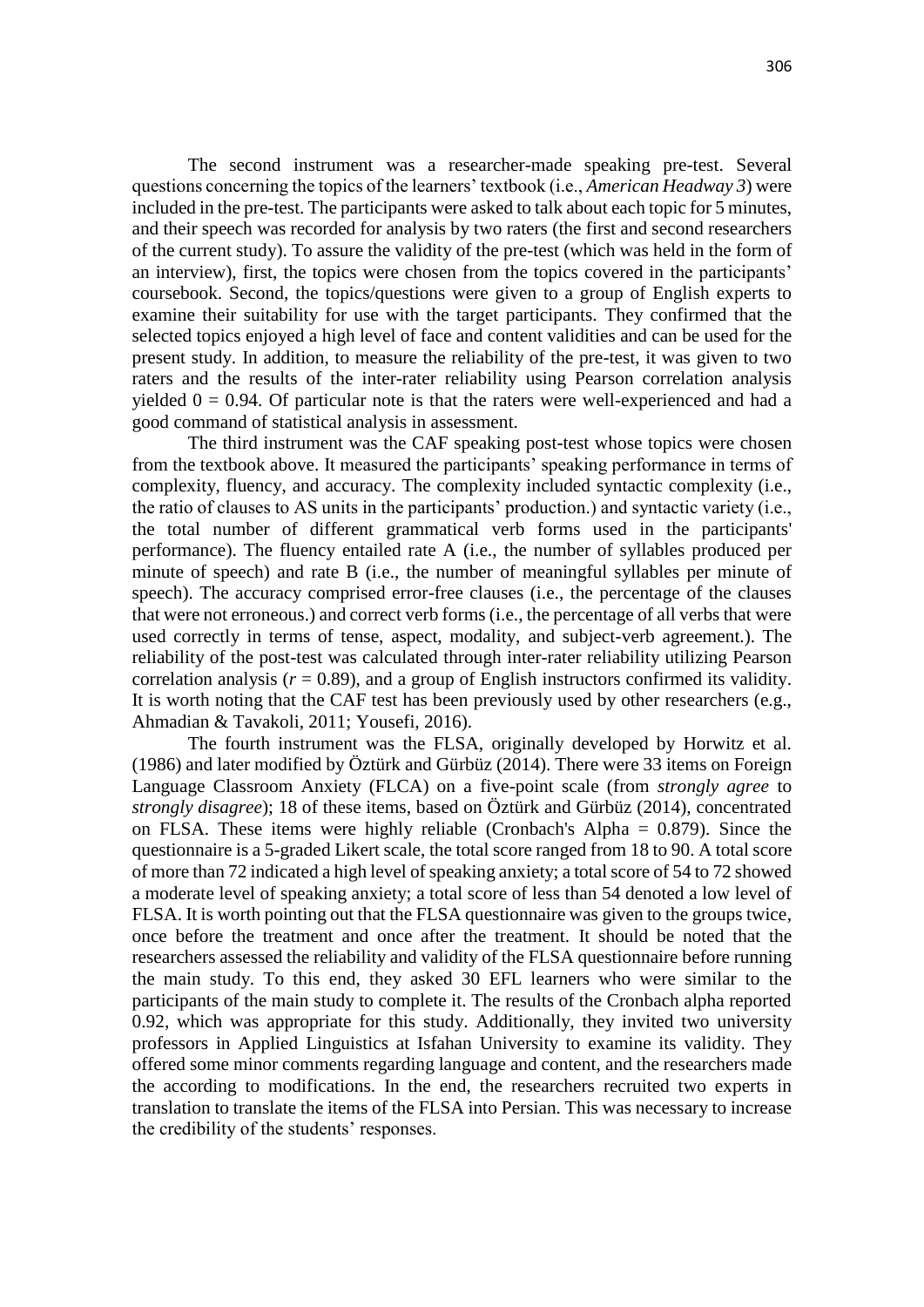The second instrument was a researcher-made speaking pre-test. Several questions concerning the topics of the learners' textbook (i.e., *American Headway 3*) were included in the pre-test. The participants were asked to talk about each topic for 5 minutes, and their speech was recorded for analysis by two raters (the first and second researchers of the current study). To assure the validity of the pre-test (which was held in the form of an interview), first, the topics were chosen from the topics covered in the participants' coursebook. Second, the topics/questions were given to a group of English experts to examine their suitability for use with the target participants. They confirmed that the selected topics enjoyed a high level of face and content validities and can be used for the present study. In addition, to measure the reliability of the pre-test, it was given to two raters and the results of the inter-rater reliability using Pearson correlation analysis yielded 0 = 0.94. Of particular note is that the raters were well-experienced and had a good command of statistical analysis in assessment.

The third instrument was the CAF speaking post-test whose topics were chosen from the textbook above. It measured the participants' speaking performance in terms of complexity, fluency, and accuracy. The complexity included syntactic complexity (i.e., the ratio of clauses to AS units in the participants' production.) and syntactic variety (i.e., the total number of different grammatical verb forms used in the participants' performance). The fluency entailed rate A (i.e., the number of syllables produced per minute of speech) and rate B (i.e., the number of meaningful syllables per minute of speech). The accuracy comprised error-free clauses (i.e., the percentage of the clauses that were not erroneous.) and correct verb forms (i.e., the percentage of all verbs that were used correctly in terms of tense, aspect, modality, and subject-verb agreement.). The reliability of the post-test was calculated through inter-rater reliability utilizing Pearson correlation analysis ($r = 0.89$), and a group of English instructors confirmed its validity. It is worth noting that the CAF test has been previously used by other researchers (e.g., Ahmadian & Tavakoli, 2011; Yousefi, 2016).

The fourth instrument was the FLSA, originally developed by Horwitz et al. (1986) and later modified by Öztürk and Gürbüz (2014). There were 33 items on Foreign Language Classroom Anxiety (FLCA) on a five-point scale (from *strongly agree* to *strongly disagree*); 18 of these items, based on Öztürk and Gürbüz (2014), concentrated on FLSA. These items were highly reliable (Cronbach's Alpha = 0.879). Since the questionnaire is a 5-graded Likert scale, the total score ranged from 18 to 90. A total score of more than 72 indicated a high level of speaking anxiety; a total score of 54 to 72 showed a moderate level of speaking anxiety; a total score of less than 54 denoted a low level of FLSA. It is worth pointing out that the FLSA questionnaire was given to the groups twice, once before the treatment and once after the treatment. It should be noted that the researchers assessed the reliability and validity of the FLSA questionnaire before running the main study. To this end, they asked 30 EFL learners who were similar to the participants of the main study to complete it. The results of the Cronbach alpha reported 0.92, which was appropriate for this study. Additionally, they invited two university professors in Applied Linguistics at Isfahan University to examine its validity. They offered some minor comments regarding language and content, and the researchers made the according to modifications. In the end, the researchers recruited two experts in translation to translate the items of the FLSA into Persian. This was necessary to increase the credibility of the students' responses.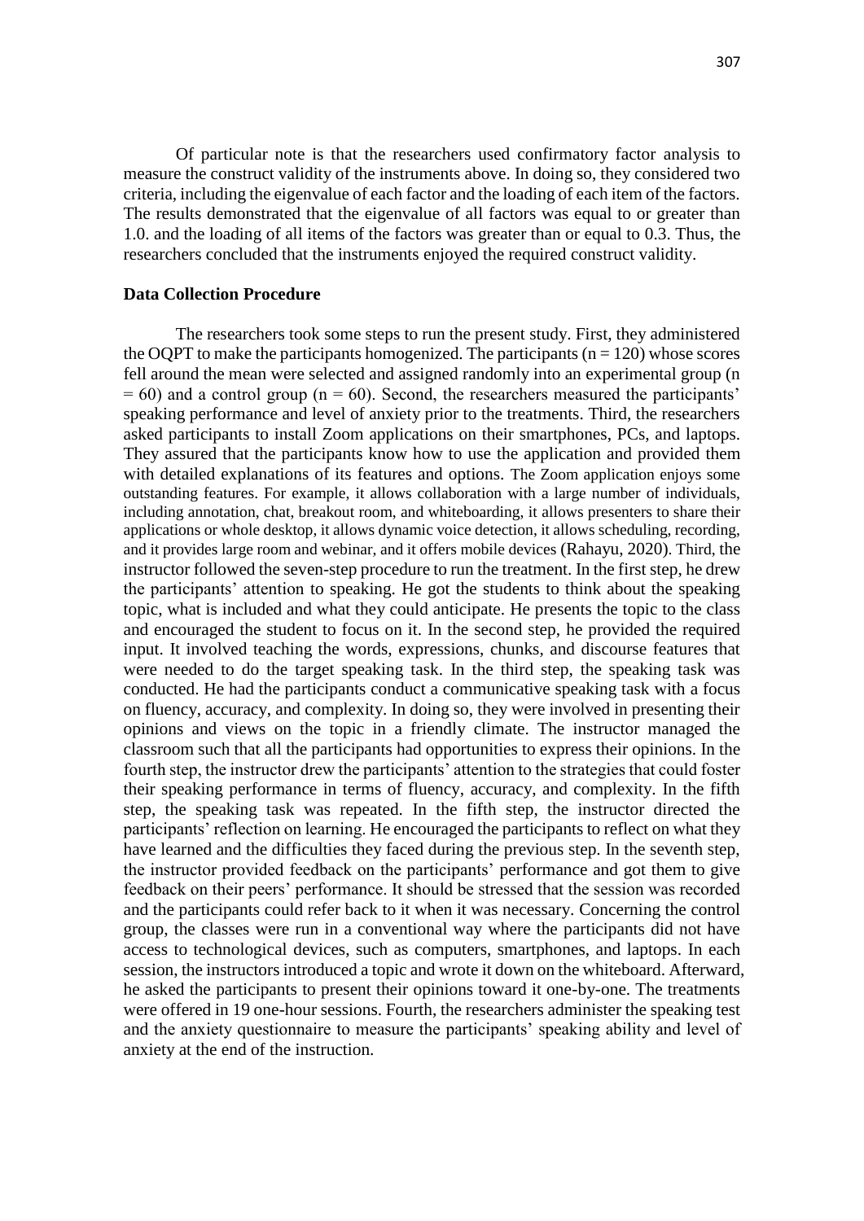Of particular note is that the researchers used confirmatory factor analysis to measure the construct validity of the instruments above. In doing so, they considered two criteria, including the eigenvalue of each factor and the loading of each item of the factors. The results demonstrated that the eigenvalue of all factors was equal to or greater than 1.0. and the loading of all items of the factors was greater than or equal to 0.3. Thus, the researchers concluded that the instruments enjoyed the required construct validity.

### Data Collection Procedure

The researchers took some steps to run the present study. First, they administered the OQPT to make the participants homogenized. The participants ($n = 120$) whose scores fell around the mean were selected and assigned randomly into an experimental group ($n = 60$) and a control group ($n = 60$). Second, the researchers measured the participants' speaking performance and level of anxiety prior to the treatments. Third, the researchers asked participants to install Zoom applications on their smartphones, PCs, and laptops. They assured that the participants know how to use the application and provided them with detailed explanations of its features and options. The Zoom application enjoys some outstanding features. For example, it allows collaboration with a large number of individuals, including annotation, chat, breakout room, and whiteboarding, it allows presenters to share their applications or whole desktop, it allows dynamic voice detection, it allows scheduling, recording, and it provides large room and webinar, and it offers mobile devices (Rahayu, 2020). Third, the instructor followed the seven-step procedure to run the treatment. In the first step, he drew the participants' attention to speaking. He got the students to think about the speaking topic, what is included and what they could anticipate. He presents the topic to the class and encouraged the student to focus on it. In the second step, he provided the required input. It involved teaching the words, expressions, chunks, and discourse features that were needed to do the target speaking task. In the third step, the speaking task was conducted. He had the participants conduct a communicative speaking task with a focus on fluency, accuracy, and complexity. In doing so, they were involved in presenting their opinions and views on the topic in a friendly climate. The instructor managed the classroom such that all the participants had opportunities to express their opinions. In the fourth step, the instructor drew the participants' attention to the strategies that could foster their speaking performance in terms of fluency, accuracy, and complexity. In the fifth step, the speaking task was repeated. In the fifth step, the instructor directed the participants' reflection on learning. He encouraged the participants to reflect on what they have learned and the difficulties they faced during the previous step. In the seventh step, the instructor provided feedback on the participants' performance and got them to give feedback on their peers' performance. It should be stressed that the session was recorded and the participants could refer back to it when it was necessary. Concerning the control group, the classes were run in a conventional way where the participants did not have access to technological devices, such as computers, smartphones, and laptops. In each session, the instructors introduced a topic and wrote it down on the whiteboard. Afterward, he asked the participants to present their opinions toward it one-by-one. The treatments were offered in 19 one-hour sessions. Fourth, the researchers administer the speaking test and the anxiety questionnaire to measure the participants' speaking ability and level of anxiety at the end of the instruction.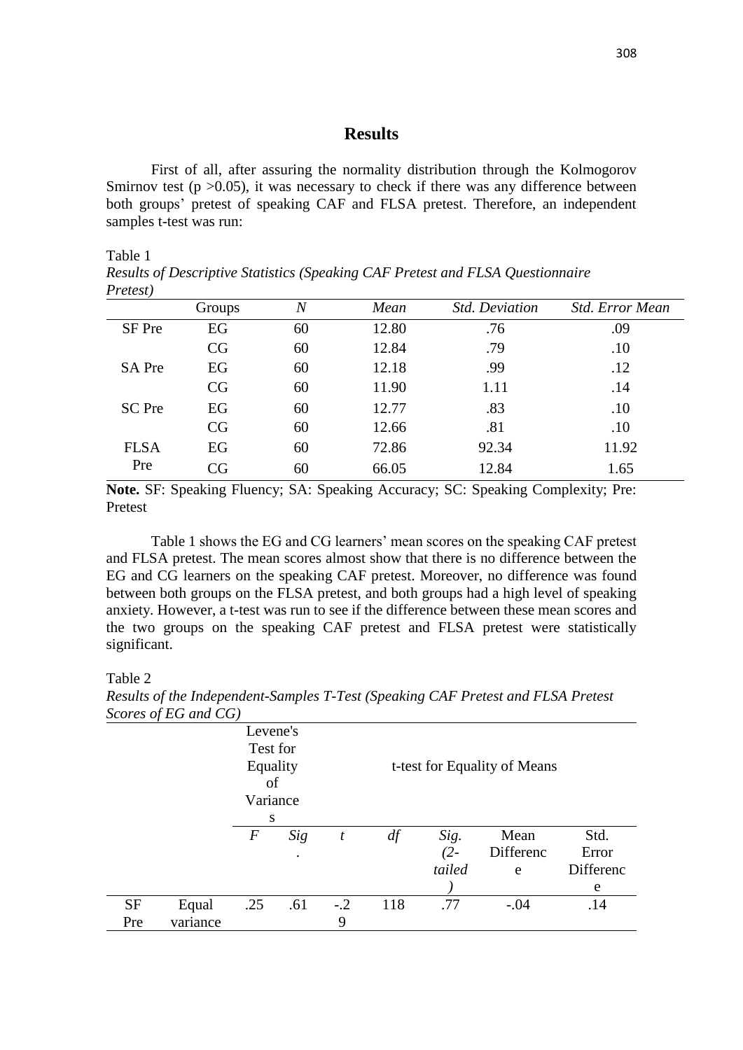## Results

First of all, after assuring the normality distribution through the Kolmogorov Smirnov test ($p > 0.05$), it was necessary to check if there was any difference between both groups' pretest of speaking CAF and FLSA pretest. Therefore, an independent samples t-test was run:

Table 1

*Results of Descriptive Statistics (Speaking CAF Pretest and FLSA Questionnaire Pretest)*

| | Groups | *N* | *Mean* | *Std. Deviation* | *Std. Error Mean* |
|---|---|---|---|---|---|
| SF Pre | EG | 60 | 12.80 | .76 | .09 |
| | CG | 60 | 12.84 | .79 | .10 |
| SA Pre | EG | 60 | 12.18 | .99 | .12 |
| | CG | 60 | 11.90 | 1.11 | .14 |
| SC Pre | EG | 60 | 12.77 | .83 | .10 |
| | CG | 60 | 12.66 | .81 | .10 |
| FLSA Pre | EG | 60 | 72.86 | 92.34 | 11.92 |
| | CG | 60 | 66.05 | 12.84 | 1.65 |

**Note.** SF: Speaking Fluency; SA: Speaking Accuracy; SC: Speaking Complexity; Pre: Pretest

Table 1 shows the EG and CG learners' mean scores on the speaking CAF pretest and FLSA pretest. The mean scores almost show that there is no difference between the EG and CG learners on the speaking CAF pretest. Moreover, no difference was found between both groups on the FLSA pretest, and both groups had a high level of speaking anxiety. However, a t-test was run to see if the difference between these mean scores and the two groups on the speaking CAF pretest and FLSA pretest were statistically significant.

Table 2

*Results of the Independent-Samples T-Test (Speaking CAF Pretest and FLSA Pretest Scores of EG and CG)*

| | | Levene's Test for Equality of Variances | | t-test for Equality of Means | | | | |
|---|---|---|---|---|---|---|---|---|
| | | *F* | *Sig.* | *t* | *df* | *Sig. (2-tailed)* | Mean Difference | Std. Error Difference |
| SF Pre | Equal variance | .25 | .61 | -.29 | 118 | .77 | -.04 | .14 |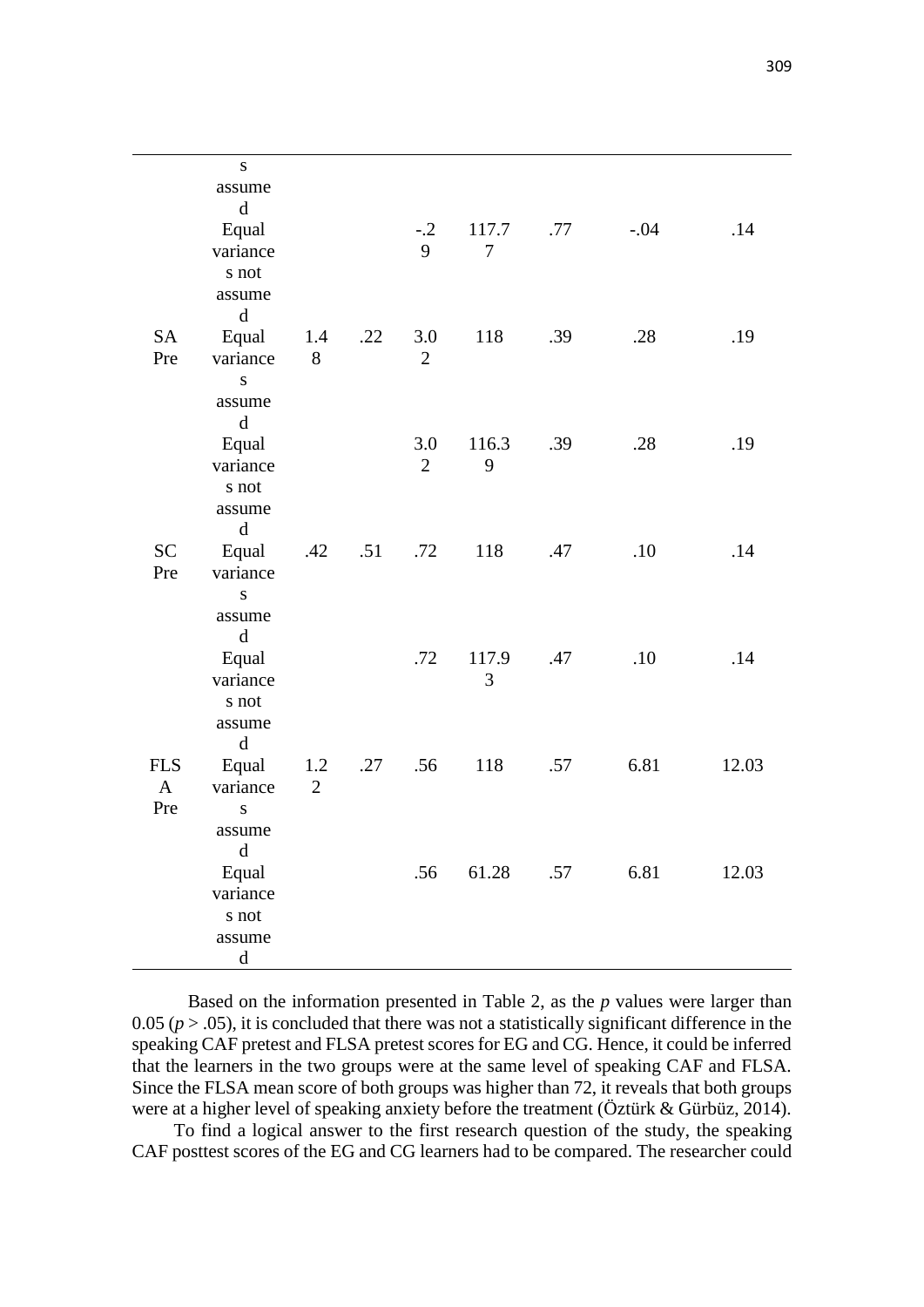| | | | | | | | | |
|---|---|---|---|---|---|---|---|---|
| | s assumed | | | | | | | |
| | Equal variances not assumed | | | -.29 | 117.77 | .77 | -.04 | .14 |
| SA Pre | Equal variances assumed | 1.48 | .22 | 3.02 | 118 | .39 | .28 | .19 |
| | Equal variances not assumed | | | 3.02 | 116.39 | .39 | .28 | .19 |
| SC Pre | Equal variances assumed | .42 | .51 | .72 | 118 | .47 | .10 | .14 |
| | Equal variances not assumed | | | .72 | 117.93 | .47 | .10 | .14 |
| FLSA Pre | Equal variances assumed | 1.22 | .27 | .56 | 118 | .57 | 6.81 | 12.03 |
| | Equal variances not assumed | | | .56 | 61.28 | .57 | 6.81 | 12.03 |

Based on the information presented in Table 2, as the *p* values were larger than 0.05 ($p > .05$), it is concluded that there was not a statistically significant difference in the speaking CAF pretest and FLSA pretest scores for EG and CG. Hence, it could be inferred that the learners in the two groups were at the same level of speaking CAF and FLSA. Since the FLSA mean score of both groups was higher than 72, it reveals that both groups were at a higher level of speaking anxiety before the treatment (Öztürk & Gürbüz, 2014).

To find a logical answer to the first research question of the study, the speaking CAF posttest scores of the EG and CG learners had to be compared. The researcher could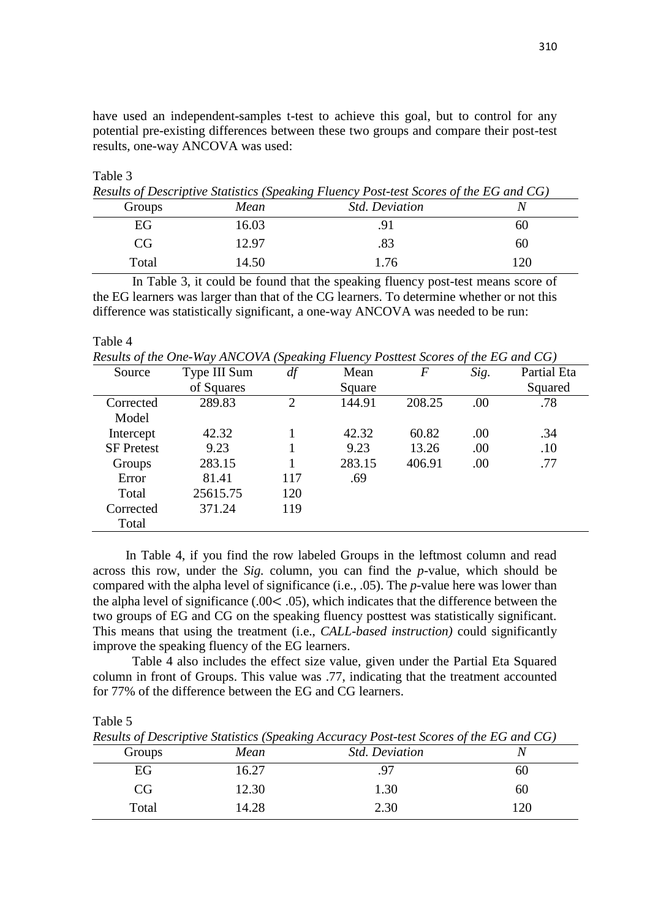have used an independent-samples t-test to achieve this goal, but to control for any potential pre-existing differences between these two groups and compare their post-test results, one-way ANCOVA was used:

Table 3

*Results of Descriptive Statistics (Speaking Fluency Post-test Scores of the EG and CG)*

| Groups | *Mean* | *Std. Deviation* | *N* |
|---|---|---|---|
| EG | 16.03 | .91 | 60 |
| CG | 12.97 | .83 | 60 |
| Total | 14.50 | 1.76 | 120 |

In Table 3, it could be found that the speaking fluency post-test means score of the EG learners was larger than that of the CG learners. To determine whether or not this difference was statistically significant, a one-way ANCOVA was needed to be run:

Table 4

*Results of the One-Way ANCOVA (Speaking Fluency Posttest Scores of the EG and CG)*

| Source | Type III Sum of Squares | *df* | Mean Square | *F* | *Sig.* | Partial Eta Squared |
|---|---|---|---|---|---|---|
| Corrected Model | 289.83 | 2 | 144.91 | 208.25 | .00 | .78 |
| Intercept | 42.32 | 1 | 42.32 | 60.82 | .00 | .34 |
| SF Pretest | 9.23 | 1 | 9.23 | 13.26 | .00 | .10 |
| Groups | 283.15 | 1 | 283.15 | 406.91 | .00 | .77 |
| Error | 81.41 | 117 | .69 | | | |
| Total | 25615.75 | 120 | | | | |
| Corrected Total | 371.24 | 119 | | | | |

In Table 4, if you find the row labeled Groups in the leftmost column and read across this row, under the *Sig.* column, you can find the *p*-value, which should be compared with the alpha level of significance (i.e., .05). The *p*-value here was lower than the alpha level of significance ($.00 < .05$), which indicates that the difference between the two groups of EG and CG on the speaking fluency posttest was statistically significant. This means that using the treatment (i.e., *CALL-based instruction)* could significantly improve the speaking fluency of the EG learners.

Table 4 also includes the effect size value, given under the Partial Eta Squared column in front of Groups. This value was .77, indicating that the treatment accounted for 77% of the difference between the EG and CG learners.

Table 5

*Results of Descriptive Statistics (Speaking Accuracy Post-test Scores of the EG and CG)*

| Groups | *Mean* | *Std. Deviation* | *N* |
|---|---|---|---|
| EG | 16.27 | .97 | 60 |
| CG | 12.30 | 1.30 | 60 |
| Total | 14.28 | 2.30 | 120 |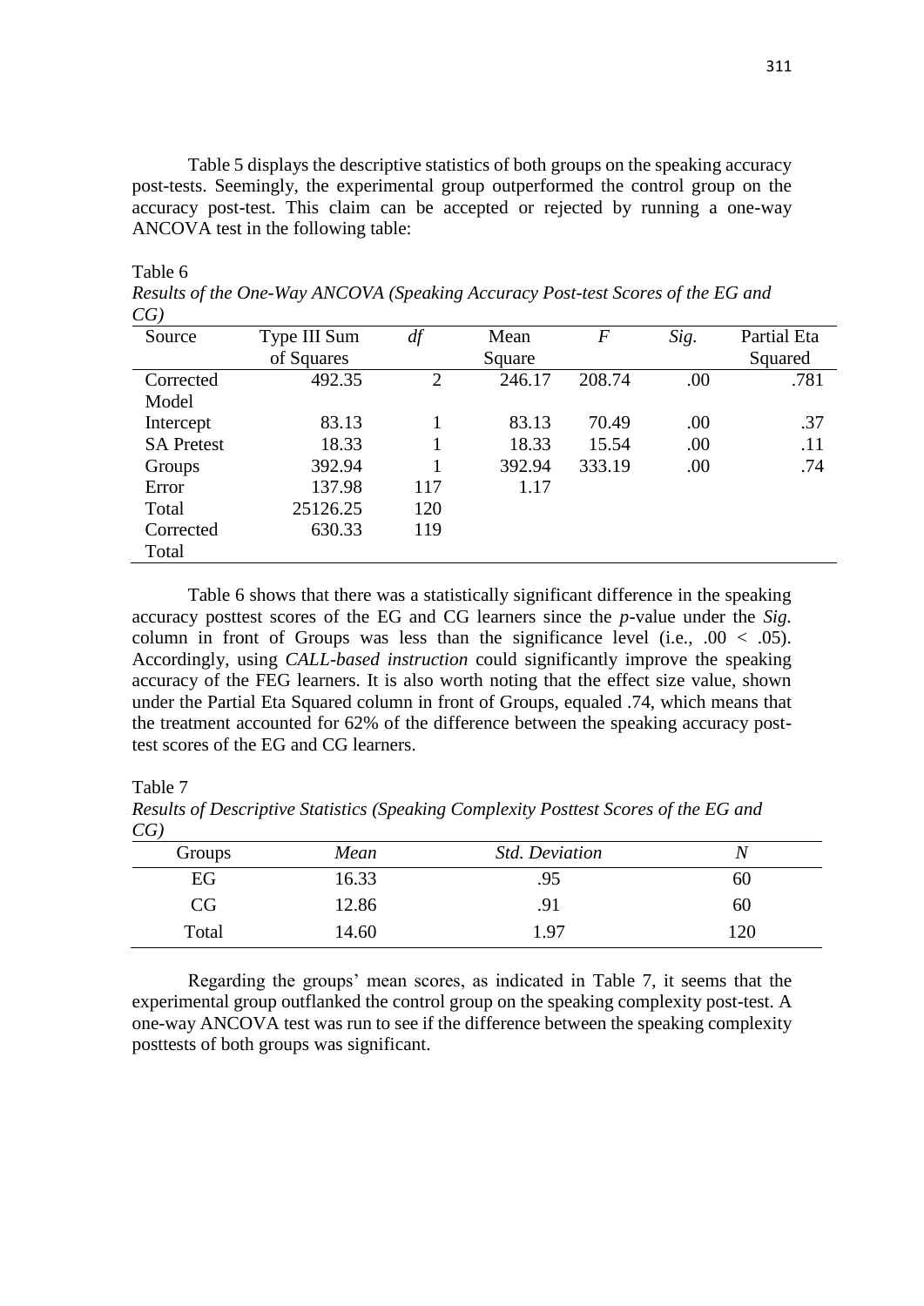Table 5 displays the descriptive statistics of both groups on the speaking accuracy post-tests. Seemingly, the experimental group outperformed the control group on the accuracy post-test. This claim can be accepted or rejected by running a one-way ANCOVA test in the following table:

Table 6

*Results of the One-Way ANCOVA (Speaking Accuracy Post-test Scores of the EG and CG)*

| Source | Type III Sum of Squares | *df* | Mean Square | *F* | *Sig.* | Partial Eta Squared |
|---|---|---|---|---|---|---|
| Corrected Model | 492.35 | 2 | 246.17 | 208.74 | .00 | .781 |
| Intercept | 83.13 | 1 | 83.13 | 70.49 | .00 | .37 |
| SA Pretest | 18.33 | 1 | 18.33 | 15.54 | .00 | .11 |
| Groups | 392.94 | 1 | 392.94 | 333.19 | .00 | .74 |
| Error | 137.98 | 117 | 1.17 | | | |
| Total | 25126.25 | 120 | | | | |
| Corrected Total | 630.33 | 119 | | | | |

Table 6 shows that there was a statistically significant difference in the speaking accuracy posttest scores of the EG and CG learners since the *p*-value under the *Sig.* column in front of Groups was less than the significance level (i.e., .00 < .05). Accordingly, using *CALL-based instruction* could significantly improve the speaking accuracy of the FEG learners. It is also worth noting that the effect size value, shown under the Partial Eta Squared column in front of Groups, equaled .74, which means that the treatment accounted for 62% of the difference between the speaking accuracy post-test scores of the EG and CG learners.

Table 7

*Results of Descriptive Statistics (Speaking Complexity Posttest Scores of the EG and CG)*

| Groups | *Mean* | *Std. Deviation* | *N* |
|---|---|---|---|
| EG | 16.33 | .95 | 60 |
| CG | 12.86 | .91 | 60 |
| Total | 14.60 | 1.97 | 120 |

Regarding the groups' mean scores, as indicated in Table 7, it seems that the experimental group outflanked the control group on the speaking complexity post-test. A one-way ANCOVA test was run to see if the difference between the speaking complexity posttests of both groups was significant.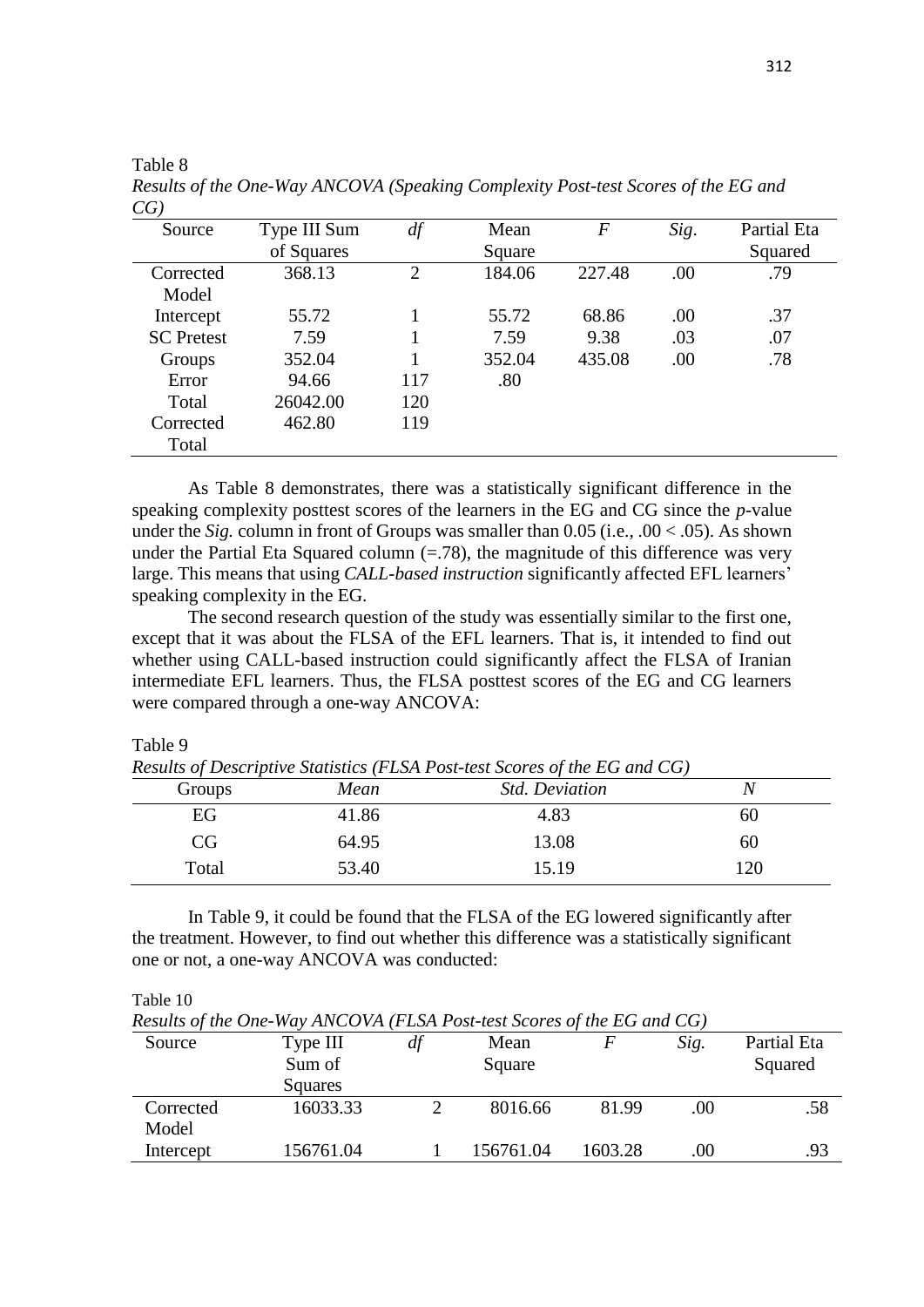Table 8

*Results of the One-Way ANCOVA (Speaking Complexity Post-test Scores of the EG and CG)*

| Source | Type III Sum of Squares | *df* | Mean Square | *F* | *Sig*. | Partial Eta Squared |
|---|---|---|---|---|---|---|
| Corrected Model | 368.13 | 2 | 184.06 | 227.48 | .00 | .79 |
| Intercept | 55.72 | 1 | 55.72 | 68.86 | .00 | .37 |
| SC Pretest | 7.59 | 1 | 7.59 | 9.38 | .03 | .07 |
| Groups | 352.04 | 1 | 352.04 | 435.08 | .00 | .78 |
| Error | 94.66 | 117 | .80 | | | |
| Total | 26042.00 | 120 | | | | |
| Corrected Total | 462.80 | 119 | | | | |

As Table 8 demonstrates, there was a statistically significant difference in the speaking complexity posttest scores of the learners in the EG and CG since the *p*-value under the *Sig.* column in front of Groups was smaller than 0.05 (i.e., .00 < .05). As shown under the Partial Eta Squared column (=.78), the magnitude of this difference was very large. This means that using *CALL-based instruction* significantly affected EFL learners' speaking complexity in the EG.

The second research question of the study was essentially similar to the first one, except that it was about the FLSA of the EFL learners. That is, it intended to find out whether using CALL-based instruction could significantly affect the FLSA of Iranian intermediate EFL learners. Thus, the FLSA posttest scores of the EG and CG learners were compared through a one-way ANCOVA:

Table 9

*Results of Descriptive Statistics (FLSA Post-test Scores of the EG and CG)*

| Groups | *Mean* | *Std. Deviation* | *N* |
|---|---|---|---|
| EG | 41.86 | 4.83 | 60 |
| CG | 64.95 | 13.08 | 60 |
| Total | 53.40 | 15.19 | 120 |

In Table 9, it could be found that the FLSA of the EG lowered significantly after the treatment. However, to find out whether this difference was a statistically significant one or not, a one-way ANCOVA was conducted:

Table 10

*Results of the One-Way ANCOVA (FLSA Post-test Scores of the EG and CG)*

| Source | Type III Sum of Squares | *df* | Mean Square | *F* | *Sig.* | Partial Eta Squared |
|---|---|---|---|---|---|---|
| Corrected Model | 16033.33 | 2 | 8016.66 | 81.99 | .00 | .58 |
| Intercept | 156761.04 | 1 | 156761.04 | 1603.28 | .00 | .93 |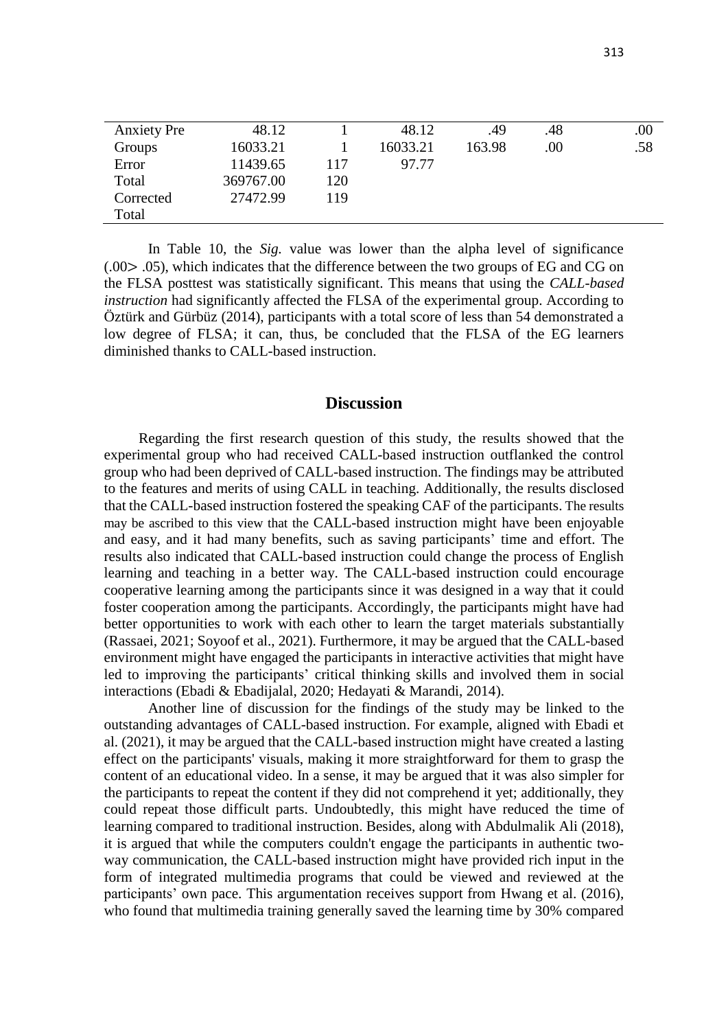| Anxiety Pre | 48.12 | 1 | 48.12 | .49 | .48 | .00 |
|---|---|---|---|---|---|---|
| Groups | 16033.21 | 1 | 16033.21 | 163.98 | .00 | .58 |
| Error | 11439.65 | 117 | 97.77 | | | |
| Total | 369767.00 | 120 | | | | |
| Corrected Total | 27472.99 | 119 | | | | |

In Table 10, the *Sig.* value was lower than the alpha level of significance (.00> .05), which indicates that the difference between the two groups of EG and CG on the FLSA posttest was statistically significant. This means that using the *CALL-based instruction* had significantly affected the FLSA of the experimental group. According to Öztürk and Gürbüz (2014), participants with a total score of less than 54 demonstrated a low degree of FLSA; it can, thus, be concluded that the FLSA of the EG learners diminished thanks to CALL-based instruction.

## Discussion

Regarding the first research question of this study, the results showed that the experimental group who had received CALL-based instruction outflanked the control group who had been deprived of CALL-based instruction. The findings may be attributed to the features and merits of using CALL in teaching. Additionally, the results disclosed that the CALL-based instruction fostered the speaking CAF of the participants. The results may be ascribed to this view that the CALL-based instruction might have been enjoyable and easy, and it had many benefits, such as saving participants' time and effort. The results also indicated that CALL-based instruction could change the process of English learning and teaching in a better way. The CALL-based instruction could encourage cooperative learning among the participants since it was designed in a way that it could foster cooperation among the participants. Accordingly, the participants might have had better opportunities to work with each other to learn the target materials substantially (Rassaei, 2021; Soyoof et al., 2021). Furthermore, it may be argued that the CALL-based environment might have engaged the participants in interactive activities that might have led to improving the participants' critical thinking skills and involved them in social interactions (Ebadi & Ebadijalal, 2020; Hedayati & Marandi, 2014).

Another line of discussion for the findings of the study may be linked to the outstanding advantages of CALL-based instruction. For example, aligned with Ebadi et al. (2021), it may be argued that the CALL-based instruction might have created a lasting effect on the participants' visuals, making it more straightforward for them to grasp the content of an educational video. In a sense, it may be argued that it was also simpler for the participants to repeat the content if they did not comprehend it yet; additionally, they could repeat those difficult parts. Undoubtedly, this might have reduced the time of learning compared to traditional instruction. Besides, along with Abdulmalik Ali (2018), it is argued that while the computers couldn't engage the participants in authentic two-way communication, the CALL-based instruction might have provided rich input in the form of integrated multimedia programs that could be viewed and reviewed at the participants' own pace. This argumentation receives support from Hwang et al. (2016), who found that multimedia training generally saved the learning time by 30% compared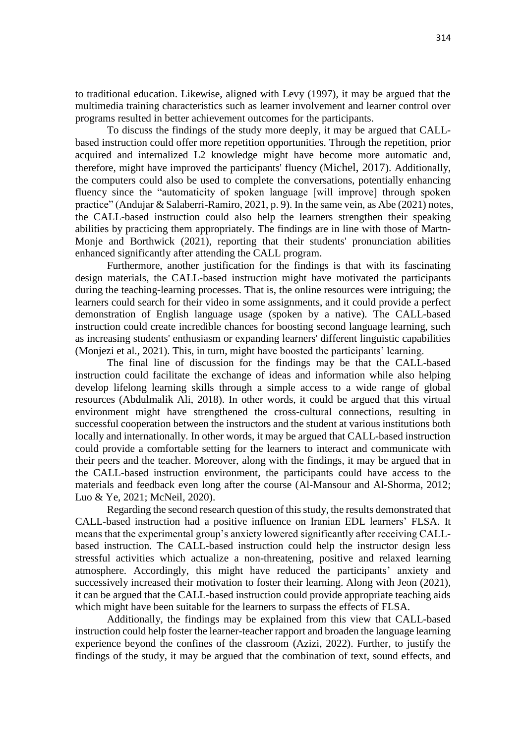to traditional education. Likewise, aligned with Levy (1997), it may be argued that the multimedia training characteristics such as learner involvement and learner control over programs resulted in better achievement outcomes for the participants.

To discuss the findings of the study more deeply, it may be argued that CALL-based instruction could offer more repetition opportunities. Through the repetition, prior acquired and internalized L2 knowledge might have become more automatic and, therefore, might have improved the participants' fluency (Michel, 2017). Additionally, the computers could also be used to complete the conversations, potentially enhancing fluency since the "automaticity of spoken language [will improve] through spoken practice" (Andujar & Salaberri-Ramiro, 2021, p. 9). In the same vein, as Abe (2021) notes, the CALL-based instruction could also help the learners strengthen their speaking abilities by practicing them appropriately. The findings are in line with those of Martn-Monje and Borthwick (2021), reporting that their students' pronunciation abilities enhanced significantly after attending the CALL program.

Furthermore, another justification for the findings is that with its fascinating design materials, the CALL-based instruction might have motivated the participants during the teaching-learning processes. That is, the online resources were intriguing; the learners could search for their video in some assignments, and it could provide a perfect demonstration of English language usage (spoken by a native). The CALL-based instruction could create incredible chances for boosting second language learning, such as increasing students' enthusiasm or expanding learners' different linguistic capabilities (Monjezi et al., 2021). This, in turn, might have boosted the participants' learning.

The final line of discussion for the findings may be that the CALL-based instruction could facilitate the exchange of ideas and information while also helping develop lifelong learning skills through a simple access to a wide range of global resources (Abdulmalik Ali, 2018). In other words, it could be argued that this virtual environment might have strengthened the cross-cultural connections, resulting in successful cooperation between the instructors and the student at various institutions both locally and internationally. In other words, it may be argued that CALL-based instruction could provide a comfortable setting for the learners to interact and communicate with their peers and the teacher. Moreover, along with the findings, it may be argued that in the CALL-based instruction environment, the participants could have access to the materials and feedback even long after the course (Al-Mansour and Al-Shorma, 2012; Luo & Ye, 2021; McNeil, 2020).

Regarding the second research question of this study, the results demonstrated that CALL-based instruction had a positive influence on Iranian EDL learners' FLSA. It means that the experimental group's anxiety lowered significantly after receiving CALL-based instruction. The CALL-based instruction could help the instructor design less stressful activities which actualize a non-threatening, positive and relaxed learning atmosphere. Accordingly, this might have reduced the participants' anxiety and successively increased their motivation to foster their learning. Along with Jeon (2021), it can be argued that the CALL-based instruction could provide appropriate teaching aids which might have been suitable for the learners to surpass the effects of FLSA.

Additionally, the findings may be explained from this view that CALL-based instruction could help foster the learner-teacher rapport and broaden the language learning experience beyond the confines of the classroom (Azizi, 2022). Further, to justify the findings of the study, it may be argued that the combination of text, sound effects, and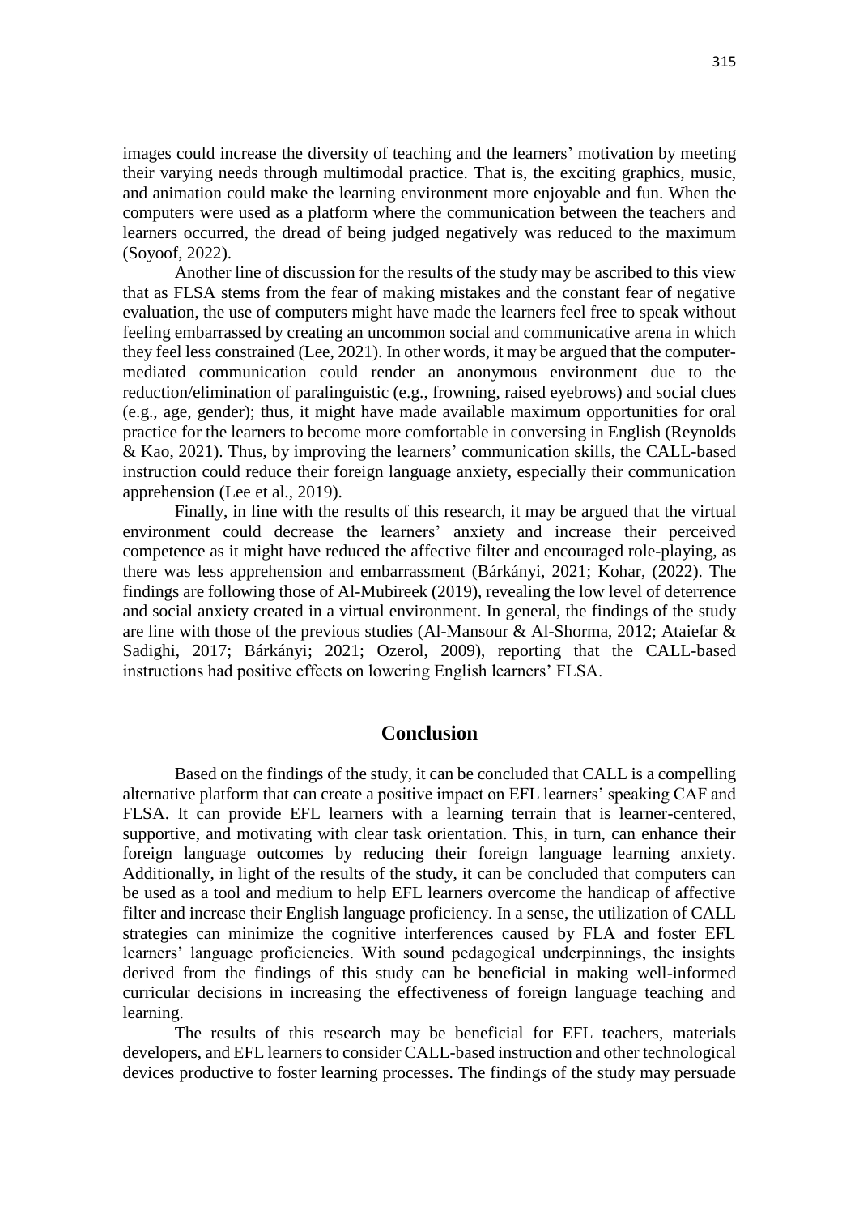images could increase the diversity of teaching and the learners' motivation by meeting their varying needs through multimodal practice. That is, the exciting graphics, music, and animation could make the learning environment more enjoyable and fun. When the computers were used as a platform where the communication between the teachers and learners occurred, the dread of being judged negatively was reduced to the maximum (Soyoof, 2022).

Another line of discussion for the results of the study may be ascribed to this view that as FLSA stems from the fear of making mistakes and the constant fear of negative evaluation, the use of computers might have made the learners feel free to speak without feeling embarrassed by creating an uncommon social and communicative arena in which they feel less constrained (Lee, 2021). In other words, it may be argued that the computer-mediated communication could render an anonymous environment due to the reduction/elimination of paralinguistic (e.g., frowning, raised eyebrows) and social clues (e.g., age, gender); thus, it might have made available maximum opportunities for oral practice for the learners to become more comfortable in conversing in English (Reynolds & Kao, 2021). Thus, by improving the learners' communication skills, the CALL-based instruction could reduce their foreign language anxiety, especially their communication apprehension (Lee et al., 2019).

Finally, in line with the results of this research, it may be argued that the virtual environment could decrease the learners' anxiety and increase their perceived competence as it might have reduced the affective filter and encouraged role-playing, as there was less apprehension and embarrassment (Bárkányi, 2021; Kohar, (2022). The findings are following those of Al-Mubireek (2019), revealing the low level of deterrence and social anxiety created in a virtual environment. In general, the findings of the study are line with those of the previous studies (Al-Mansour & Al-Shorma, 2012; Ataiefar & Sadighi, 2017; Bárkányi; 2021; Ozerol, 2009), reporting that the CALL-based instructions had positive effects on lowering English learners' FLSA.

## Conclusion

Based on the findings of the study, it can be concluded that CALL is a compelling alternative platform that can create a positive impact on EFL learners' speaking CAF and FLSA. It can provide EFL learners with a learning terrain that is learner-centered, supportive, and motivating with clear task orientation. This, in turn, can enhance their foreign language outcomes by reducing their foreign language learning anxiety. Additionally, in light of the results of the study, it can be concluded that computers can be used as a tool and medium to help EFL learners overcome the handicap of affective filter and increase their English language proficiency. In a sense, the utilization of CALL strategies can minimize the cognitive interferences caused by FLA and foster EFL learners' language proficiencies. With sound pedagogical underpinnings, the insights derived from the findings of this study can be beneficial in making well-informed curricular decisions in increasing the effectiveness of foreign language teaching and learning.

The results of this research may be beneficial for EFL teachers, materials developers, and EFL learners to consider CALL-based instruction and other technological devices productive to foster learning processes. The findings of the study may persuade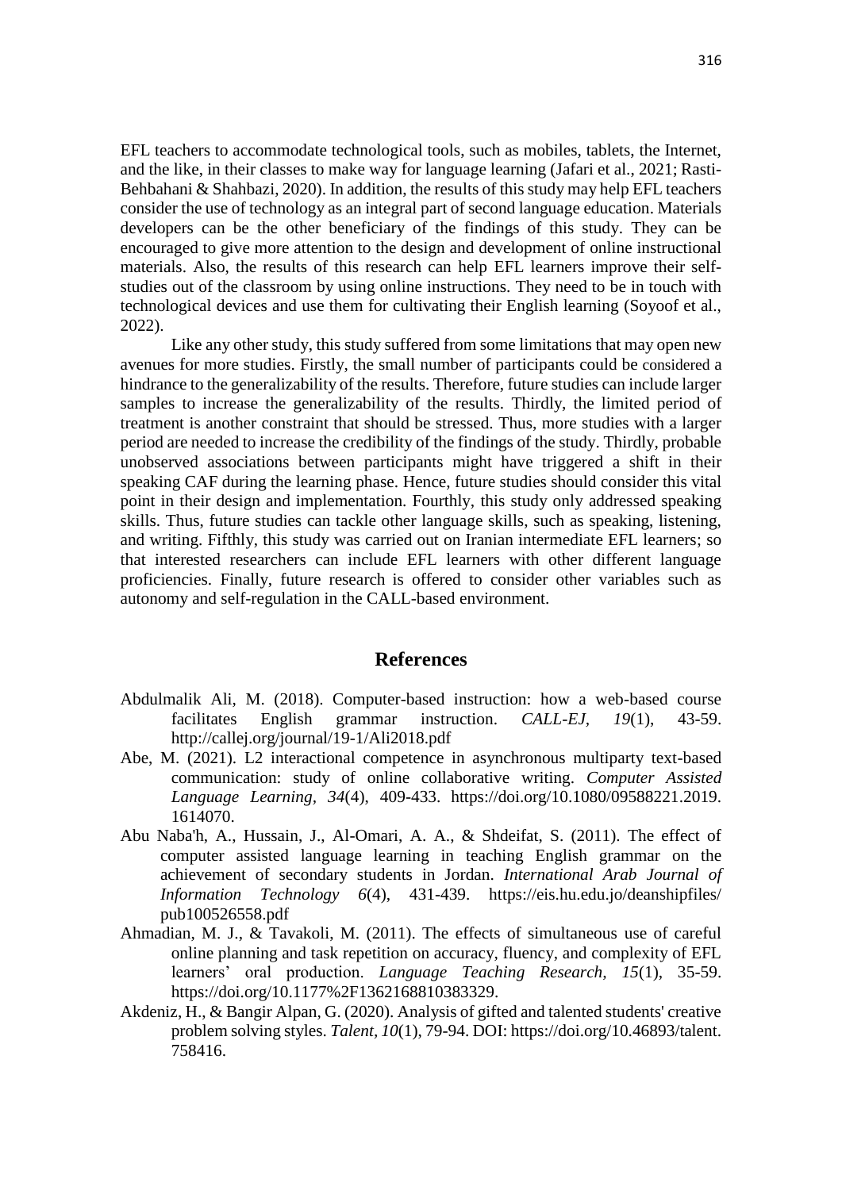EFL teachers to accommodate technological tools, such as mobiles, tablets, the Internet, and the like, in their classes to make way for language learning (Jafari et al., 2021; Rasti-Behbahani & Shahbazi, 2020). In addition, the results of this study may help EFL teachers consider the use of technology as an integral part of second language education. Materials developers can be the other beneficiary of the findings of this study. They can be encouraged to give more attention to the design and development of online instructional materials. Also, the results of this research can help EFL learners improve their self-studies out of the classroom by using online instructions. They need to be in touch with technological devices and use them for cultivating their English learning (Soyoof et al., 2022).

Like any other study, this study suffered from some limitations that may open new avenues for more studies. Firstly, the small number of participants could be considered a hindrance to the generalizability of the results. Therefore, future studies can include larger samples to increase the generalizability of the results. Thirdly, the limited period of treatment is another constraint that should be stressed. Thus, more studies with a larger period are needed to increase the credibility of the findings of the study. Thirdly, probable unobserved associations between participants might have triggered a shift in their speaking CAF during the learning phase. Hence, future studies should consider this vital point in their design and implementation. Fourthly, this study only addressed speaking skills. Thus, future studies can tackle other language skills, such as speaking, listening, and writing. Fifthly, this study was carried out on Iranian intermediate EFL learners; so that interested researchers can include EFL learners with other different language proficiencies. Finally, future research is offered to consider other variables such as autonomy and self-regulation in the CALL-based environment.

## References

Abdulmalik Ali, M. (2018). Computer-based instruction: how a web-based course facilitates English grammar instruction. *CALL-EJ, 19*(1), 43-59. http://callej.org/journal/19-1/Ali2018.pdf

Abe, M. (2021). L2 interactional competence in asynchronous multiparty text-based communication: study of online collaborative writing. *Computer Assisted Language Learning, 34*(4), 409-433. https://doi.org/10.1080/09588221.2019.1614070.

Abu Naba'h, A., Hussain, J., Al-Omari, A. A., & Shdeifat, S. (2011). The effect of computer assisted language learning in teaching English grammar on the achievement of secondary students in Jordan. *International Arab Journal of Information Technology 6*(4), 431-439. https://eis.hu.edu.jo/deanshipfiles/pub100526558.pdf

Ahmadian, M. J., & Tavakoli, M. (2011). The effects of simultaneous use of careful online planning and task repetition on accuracy, fluency, and complexity of EFL learners' oral production. *Language Teaching Research, 15*(1), 35-59. https://doi.org/10.1177%2F1362168810383329.

Akdeniz, H., & Bangir Alpan, G. (2020). Analysis of gifted and talented students' creative problem solving styles. *Talent, 10*(1), 79-94. DOI: https://doi.org/10.46893/talent.758416.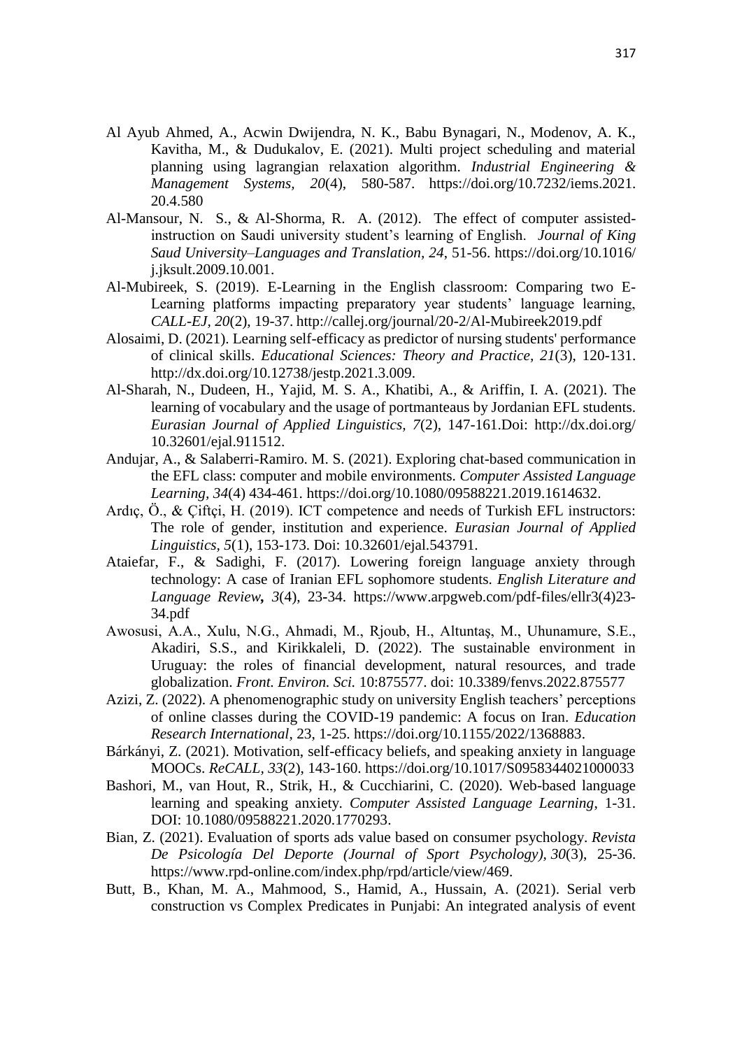Al Ayub Ahmed, A., Acwin Dwijendra, N. K., Babu Bynagari, N., Modenov, A. K., Kavitha, M., & Dudukalov, E. (2021). Multi project scheduling and material planning using lagrangian relaxation algorithm. *Industrial Engineering & Management Systems*, *20*(4), 580-587. https://doi.org/10.7232/iems.2021.20.4.580

Al-Mansour, N. S., & Al-Shorma, R. A. (2012). The effect of computer assisted-instruction on Saudi university student's learning of English. *Journal of King Saud University–Languages and Translation, 24*, 51-56. https://doi.org/10.1016/j.jksult.2009.10.001.

Al-Mubireek, S. (2019). E-Learning in the English classroom: Comparing two E-Learning platforms impacting preparatory year students' language learning, *CALL-EJ, 20*(2), 19-37. http://callej.org/journal/20-2/Al-Mubireek2019.pdf

Alosaimi, D. (2021). Learning self-efficacy as predictor of nursing students' performance of clinical skills. *Educational Sciences: Theory and Practice*, *21*(3), 120-131. http://dx.doi.org/10.12738/jestp.2021.3.009.

Al-Sharah, N., Dudeen, H., Yajid, M. S. A., Khatibi, A., & Ariffin, I. A. (2021). The learning of vocabulary and the usage of portmanteaus by Jordanian EFL students. *Eurasian Journal of Applied Linguistics*, *7*(2), 147-161.Doi: http://dx.doi.org/10.32601/ejal.911512.

Andujar, A., & Salaberri-Ramiro. M. S. (2021). Exploring chat-based communication in the EFL class: computer and mobile environments. *Computer Assisted Language Learning, 34*(4) 434-461. https://doi.org/10.1080/09588221.2019.1614632.

Ardıç, Ö., & Çiftçi, H. (2019). ICT competence and needs of Turkish EFL instructors: The role of gender, institution and experience. *Eurasian Journal of Applied Linguistics, 5*(1), 153-173. Doi: 10.32601/ejal.543791.

Ataiefar, F., & Sadighi, F. (2017). Lowering foreign language anxiety through technology: A case of Iranian EFL sophomore students. *English Literature and Language Review***,** *3*(4), 23-34. https://www.arpgweb.com/pdf-files/ellr3(4)23-34.pdf

Awosusi, A.A., Xulu, N.G., Ahmadi, M., Rjoub, H., Altuntaş, M., Uhunamure, S.E., Akadiri, S.S., and Kirikkaleli, D. (2022). The sustainable environment in Uruguay: the roles of financial development, natural resources, and trade globalization. *Front. Environ. Sci.* 10:875577. doi: 10.3389/fenvs.2022.875577

Azizi, Z. (2022). A phenomenographic study on university English teachers' perceptions of online classes during the COVID-19 pandemic: A focus on Iran. *Education Research International*, 23, 1-25. https://doi.org/10.1155/2022/1368883.

Bárkányi, Z. (2021). Motivation, self-efficacy beliefs, and speaking anxiety in language MOOCs. *ReCALL, 33*(2), 143-160. https://doi.org/10.1017/S0958344021000033

Bashori, M., van Hout, R., Strik, H., & Cucchiarini, C. (2020). Web-based language learning and speaking anxiety. *Computer Assisted Language Learning*, 1-31. DOI: 10.1080/09588221.2020.1770293.

Bian, Z. (2021). Evaluation of sports ads value based on consumer psychology. *Revista De Psicología Del Deporte (Journal of Sport Psychology), 30*(3), 25-36. https://www.rpd-online.com/index.php/rpd/article/view/469.

Butt, B., Khan, M. A., Mahmood, S., Hamid, A., Hussain, A. (2021). Serial verb construction vs Complex Predicates in Punjabi: An integrated analysis of event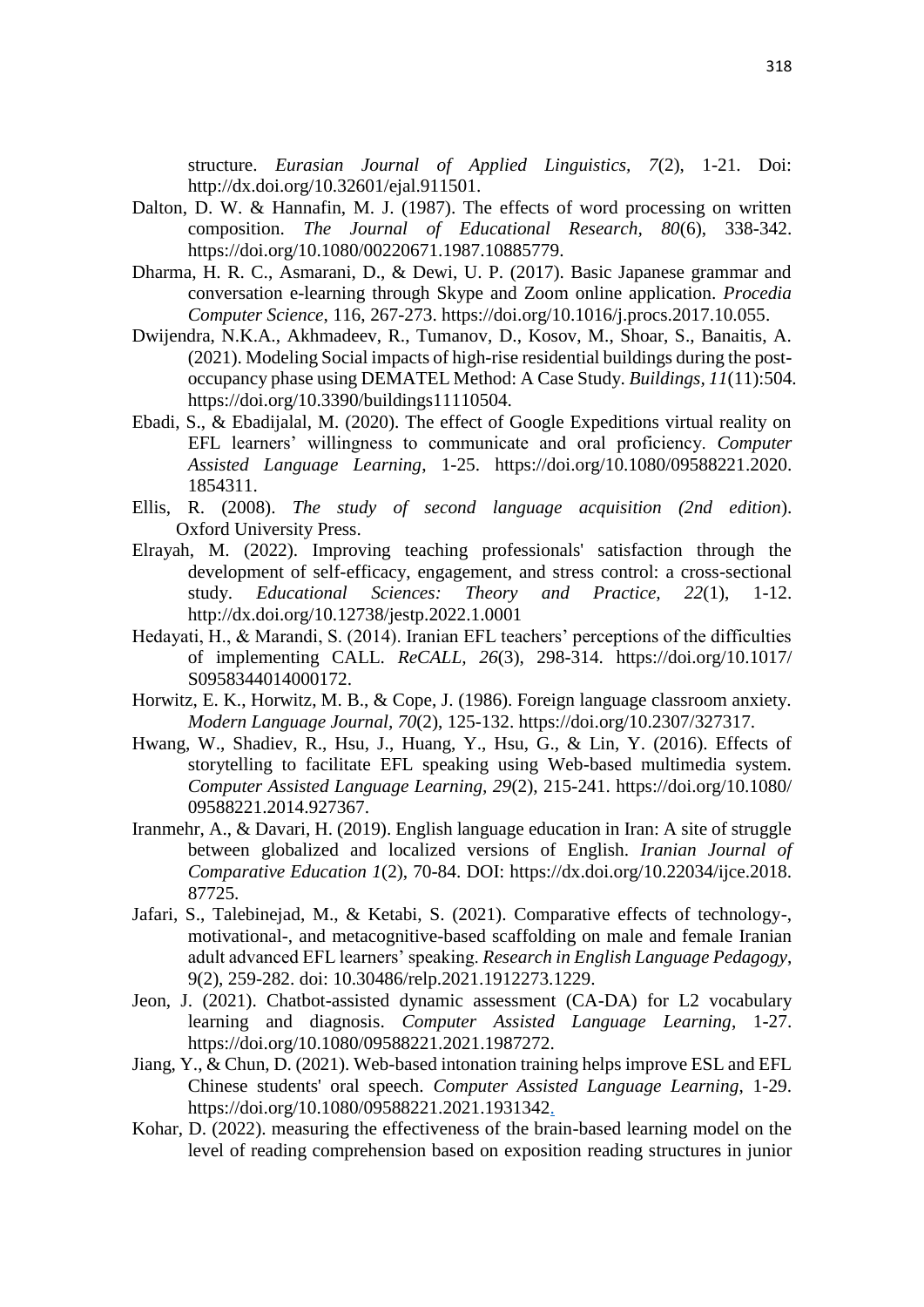structure. *Eurasian Journal of Applied Linguistics, 7*(2), 1-21. Doi: http://dx.doi.org/10.32601/ejal.911501.

Dalton, D. W. & Hannafin, M. J. (1987). The effects of word processing on written composition. *The Journal of Educational Research, 80*(6), 338-342. https://doi.org/10.1080/00220671.1987.10885779.

Dharma, H. R. C., Asmarani, D., & Dewi, U. P. (2017). Basic Japanese grammar and conversation e-learning through Skype and Zoom online application. *Procedia Computer Science,* 116, 267-273. https://doi.org/10.1016/j.procs.2017.10.055.

Dwijendra, N.K.A., Akhmadeev, R., Tumanov, D., Kosov, M., Shoar, S., Banaitis, A. (2021). Modeling Social impacts of high-rise residential buildings during the post-occupancy phase using DEMATEL Method: A Case Study. *Buildings, 11*(11):504. https://doi.org/10.3390/buildings11110504.

Ebadi, S., & Ebadijalal, M. (2020). The effect of Google Expeditions virtual reality on EFL learners' willingness to communicate and oral proficiency. *Computer Assisted Language Learning*, 1-25. https://doi.org/10.1080/09588221.2020.1854311.

Ellis, R. (2008). *The study of second language acquisition (2nd edition*). Oxford University Press.

Elrayah, M. (2022). Improving teaching professionals' satisfaction through the development of self-efficacy, engagement, and stress control: a cross-sectional study. *Educational Sciences: Theory and Practice, 22*(1), 1-12. http://dx.doi.org/10.12738/jestp.2022.1.0001

Hedayati, H., & Marandi, S. (2014). Iranian EFL teachers' perceptions of the difficulties of implementing CALL. *ReCALL, 26*(3), 298-314. https://doi.org/10.1017/S0958344014000172.

Horwitz, E. K., Horwitz, M. B., & Cope, J. (1986). Foreign language classroom anxiety. *Modern Language Journal, 70*(2), 125-132. https://doi.org/10.2307/327317.

Hwang, W., Shadiev, R., Hsu, J., Huang, Y., Hsu, G., & Lin, Y. (2016). Effects of storytelling to facilitate EFL speaking using Web-based multimedia system. *Computer Assisted Language Learning, 29*(2), 215-241. https://doi.org/10.1080/09588221.2014.927367.

Iranmehr, A., & Davari, H. (2019). English language education in Iran: A site of struggle between globalized and localized versions of English. *Iranian Journal of Comparative Education 1*(2), 70-84. DOI: https://dx.doi.org/10.22034/ijce.2018.87725.

Jafari, S., Talebinejad, M., & Ketabi, S. (2021). Comparative effects of technology-, motivational-, and metacognitive-based scaffolding on male and female Iranian adult advanced EFL learners' speaking. *Research in English Language Pedagogy*, 9(2), 259-282. doi: 10.30486/relp.2021.1912273.1229.

Jeon, J. (2021). Chatbot-assisted dynamic assessment (CA-DA) for L2 vocabulary learning and diagnosis. *Computer Assisted Language Learning*, 1-27. https://doi.org/10.1080/09588221.2021.1987272.

Jiang, Y., & Chun, D. (2021). Web-based intonation training helps improve ESL and EFL Chinese students' oral speech. *Computer Assisted Language Learning*, 1-29. https://doi.org/10.1080/09588221.2021.1931342.

Kohar, D. (2022). measuring the effectiveness of the brain-based learning model on the level of reading comprehension based on exposition reading structures in junior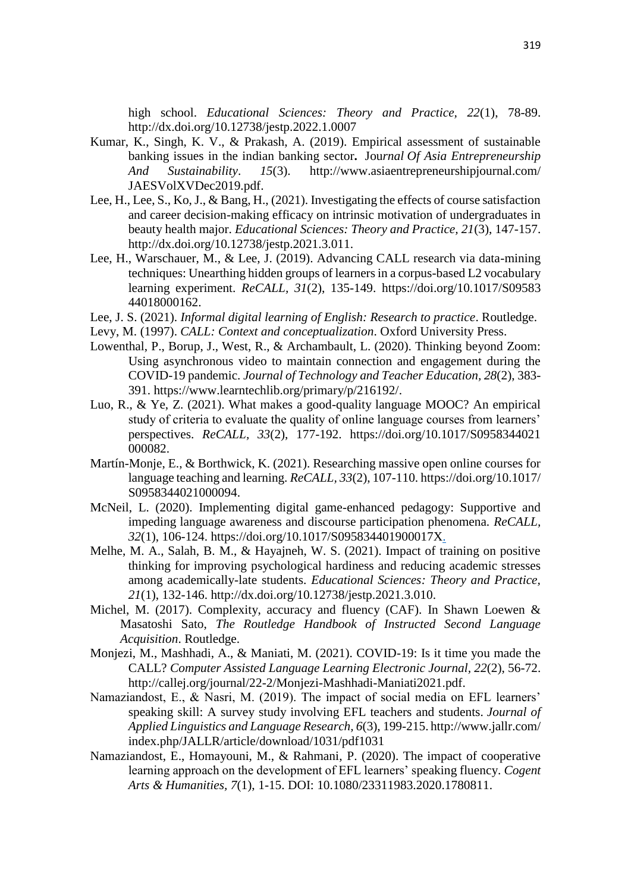high school. *Educational Sciences: Theory and Practice, 22*(1), 78-89. http://dx.doi.org/10.12738/jestp.2022.1.0007

Kumar, K., Singh, K. V., & Prakash, A. (2019). Empirical assessment of sustainable banking issues in the indian banking sector**.** Jou*rnal Of Asia Entrepreneurship And Sustainability*. *15*(3). http://www.asiaentrepreneurshipjournal.com/JAESVolXVDec2019.pdf.

Lee, H., Lee, S., Ko, J., & Bang, H., (2021). Investigating the effects of course satisfaction and career decision-making efficacy on intrinsic motivation of undergraduates in beauty health major. *Educational Sciences: Theory and Practice, 21*(3), 147-157. http://dx.doi.org/10.12738/jestp.2021.3.011.

Lee, H., Warschauer, M., & Lee, J. (2019). Advancing CALL research via data-mining techniques: Unearthing hidden groups of learners in a corpus-based L2 vocabulary learning experiment. *ReCALL, 31*(2), 135-149. https://doi.org/10.1017/S0958344018000162.

Lee, J. S. (2021). *Informal digital learning of English: Research to practice*. Routledge.

Levy, M. (1997). *CALL: Context and conceptualization*. Oxford University Press.

Lowenthal, P., Borup, J., West, R., & Archambault, L. (2020). Thinking beyond Zoom: Using asynchronous video to maintain connection and engagement during the COVID-19 pandemic. *Journal of Technology and Teacher Education, 28*(2), 383-391. https://www.learntechlib.org/primary/p/216192/.

Luo, R., & Ye, Z. (2021). What makes a good-quality language MOOC? An empirical study of criteria to evaluate the quality of online language courses from learners' perspectives. *ReCALL, 33*(2), 177-192. https://doi.org/10.1017/S0958344021000082.

Martín-Monje, E., & Borthwick, K. (2021). Researching massive open online courses for language teaching and learning. *ReCALL, 33*(2), 107-110. https://doi.org/10.1017/S0958344021000094.

McNeil, L. (2020). Implementing digital game-enhanced pedagogy: Supportive and impeding language awareness and discourse participation phenomena. *ReCALL, 32*(1), 106-124. https://doi.org/10.1017/S095834401900017X.

Melhe, M. A., Salah, B. M., & Hayajneh, W. S. (2021). Impact of training on positive thinking for improving psychological hardiness and reducing academic stresses among academically-late students. *Educational Sciences: Theory and Practice, 21*(1), 132-146. http://dx.doi.org/10.12738/jestp.2021.3.010.

Michel, M. (2017). Complexity, accuracy and fluency (CAF). In Shawn Loewen & Masatoshi Sato, *The Routledge Handbook of Instructed Second Language Acquisition*. Routledge.

Monjezi, M., Mashhadi, A., & Maniati, M. (2021). COVID-19: Is it time you made the CALL? *Computer Assisted Language Learning Electronic Journal, 22*(2), 56-72. http://callej.org/journal/22-2/Monjezi-Mashhadi-Maniati2021.pdf.

Namaziandost, E., & Nasri, M. (2019). The impact of social media on EFL learners' speaking skill: A survey study involving EFL teachers and students. *Journal of Applied Linguistics and Language Research, 6*(3), 199-215. http://www.jallr.com/index.php/JALLR/article/download/1031/pdf1031

Namaziandost, E., Homayouni, M., & Rahmani, P. (2020). The impact of cooperative learning approach on the development of EFL learners' speaking fluency. *Cogent Arts & Humanities, 7*(1), 1-15. DOI: 10.1080/23311983.2020.1780811.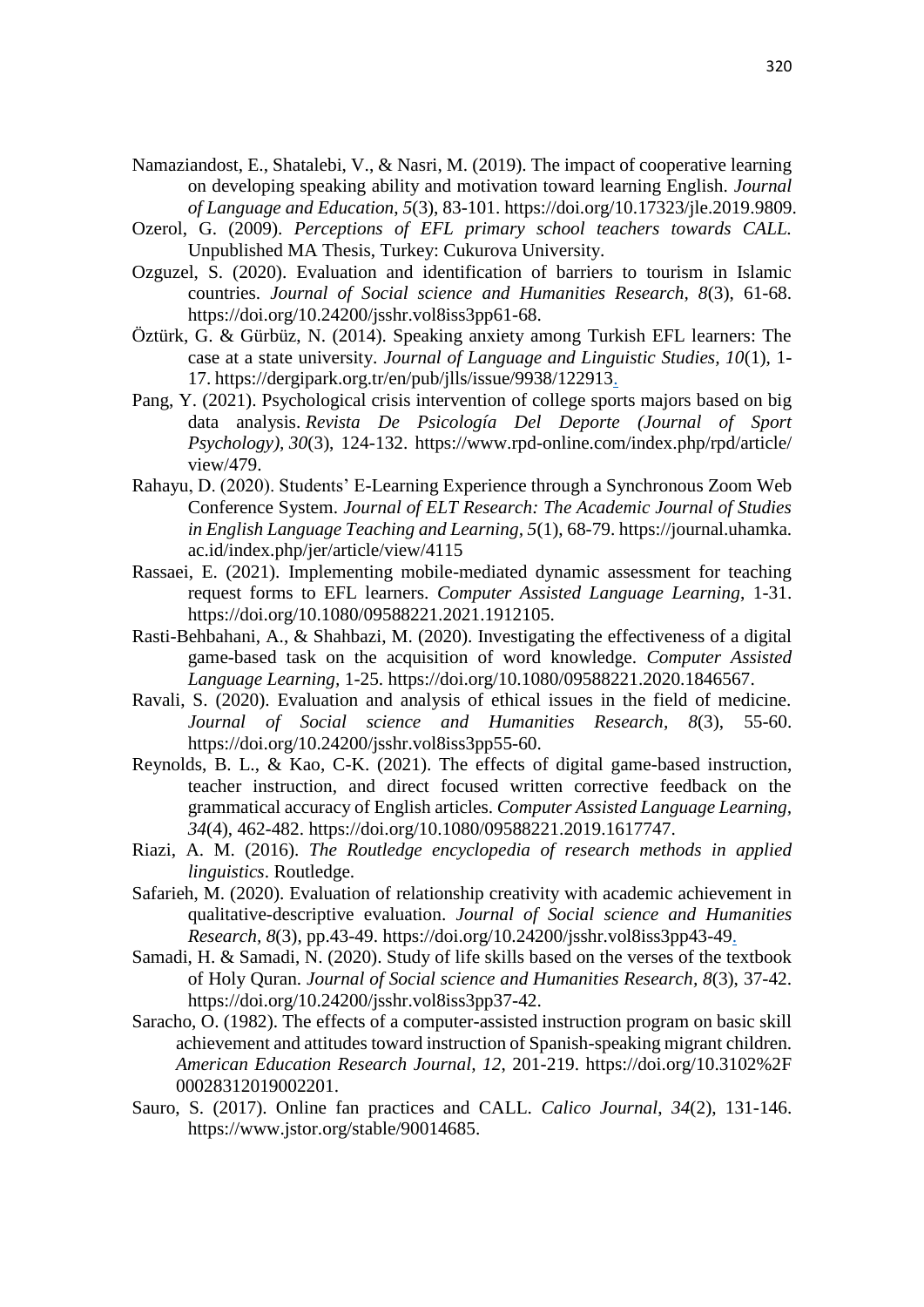Namaziandost, E., Shatalebi, V., & Nasri, M. (2019). The impact of cooperative learning on developing speaking ability and motivation toward learning English. *Journal of Language and Education*, *5*(3), 83-101. https://doi.org/10.17323/jle.2019.9809.

Ozerol, G. (2009). *Perceptions of EFL primary school teachers towards CALL.* Unpublished MA Thesis, Turkey: Cukurova University.

Ozguzel, S. (2020). Evaluation and identification of barriers to tourism in Islamic countries. *Journal of Social science and Humanities Research, 8*(3), 61-68. https://doi.org/10.24200/jsshr.vol8iss3pp61-68.

Öztürk, G. & Gürbüz, N. (2014). Speaking anxiety among Turkish EFL learners: The case at a state university. *Journal of Language and Linguistic Studies, 10*(1), 1-17. https://dergipark.org.tr/en/pub/jlls/issue/9938/122913.

Pang, Y. (2021). Psychological crisis intervention of college sports majors based on big data analysis. *Revista De Psicología Del Deporte (Journal of Sport Psychology), 30*(3), 124-132. https://www.rpd-online.com/index.php/rpd/article/view/479.

Rahayu, D. (2020). Students' E-Learning Experience through a Synchronous Zoom Web Conference System. *Journal of ELT Research: The Academic Journal of Studies in English Language Teaching and Learning, 5*(1), 68-79. https://journal.uhamka.ac.id/index.php/jer/article/view/4115

Rassaei, E. (2021). Implementing mobile-mediated dynamic assessment for teaching request forms to EFL learners. *Computer Assisted Language Learning*, 1-31. https://doi.org/10.1080/09588221.2021.1912105.

Rasti-Behbahani, A., & Shahbazi, M. (2020). Investigating the effectiveness of a digital game-based task on the acquisition of word knowledge. *Computer Assisted Language Learning*, 1-25. https://doi.org/10.1080/09588221.2020.1846567.

Ravali, S. (2020). Evaluation and analysis of ethical issues in the field of medicine. *Journal of Social science and Humanities Research, 8*(3), 55-60. https://doi.org/10.24200/jsshr.vol8iss3pp55-60.

Reynolds, B. L., & Kao, C-K. (2021). The effects of digital game-based instruction, teacher instruction, and direct focused written corrective feedback on the grammatical accuracy of English articles. *Computer Assisted Language Learning, 34*(4), 462-482. https://doi.org/10.1080/09588221.2019.1617747.

Riazi, A. M. (2016). *The Routledge encyclopedia of research methods in applied linguistics*. Routledge.

Safarieh, M. (2020). Evaluation of relationship creativity with academic achievement in qualitative-descriptive evaluation. *Journal of Social science and Humanities Research, 8*(3), pp.43-49. https://doi.org/10.24200/jsshr.vol8iss3pp43-49.

Samadi, H. & Samadi, N. (2020). Study of life skills based on the verses of the textbook of Holy Quran. *Journal of Social science and Humanities Research, 8*(3), 37-42. https://doi.org/10.24200/jsshr.vol8iss3pp37-42.

Saracho, O. (1982). The effects of a computer-assisted instruction program on basic skill achievement and attitudes toward instruction of Spanish-speaking migrant children. *American Education Research Journal, 12*, 201-219. https://doi.org/10.3102%2F00028312019002201.

Sauro, S. (2017). Online fan practices and CALL. *Calico Journal*, *34*(2), 131-146. https://www.jstor.org/stable/90014685.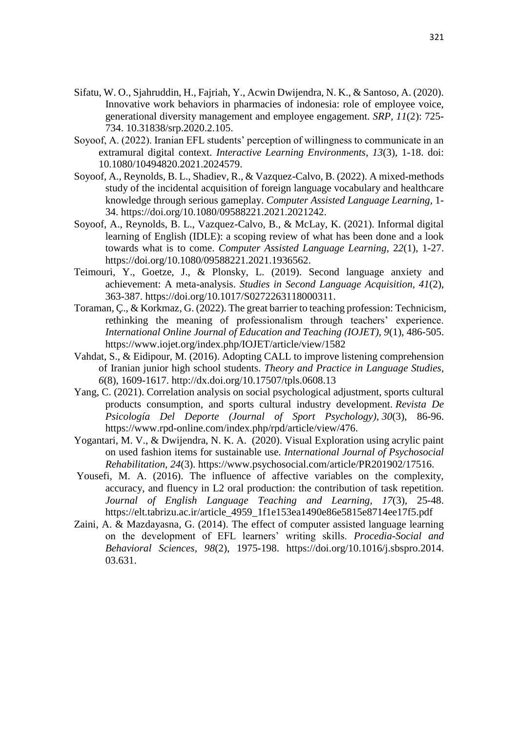Sifatu, W. O., Sjahruddin, H., Fajriah, Y., Acwin Dwijendra, N. K., & Santoso, A. (2020). Innovative work behaviors in pharmacies of indonesia: role of employee voice, generational diversity management and employee engagement. *SRP, 11*(2): 725-734. 10.31838/srp.2020.2.105.

Soyoof, A. (2022). Iranian EFL students' perception of willingness to communicate in an extramural digital context. *Interactive Learning Environments*, *13*(3), 1-18. doi: 10.1080/10494820.2021.2024579.

Soyoof, A., Reynolds, B. L., Shadiev, R., & Vazquez-Calvo, B. (2022). A mixed-methods study of the incidental acquisition of foreign language vocabulary and healthcare knowledge through serious gameplay. *Computer Assisted Language Learning*, 1-34. https://doi.org/10.1080/09588221.2021.2021242.

Soyoof, A., Reynolds, B. L., Vazquez-Calvo, B., & McLay, K. (2021). Informal digital learning of English (IDLE): a scoping review of what has been done and a look towards what is to come. *Computer Assisted Language Learning*, 2*2*(1), 1-27. https://doi.org/10.1080/09588221.2021.1936562.

Teimouri, Y., Goetze, J., & Plonsky, L. (2019). Second language anxiety and achievement: A meta-analysis. *Studies in Second Language Acquisition*, *41*(2), 363-387. https://doi.org/10.1017/S0272263118000311.

Toraman, Ç., & Korkmaz, G. (2022). The great barrier to teaching profession: Technicism, rethinking the meaning of professionalism through teachers' experience. *International Online Journal of Education and Teaching (IOJET), 9*(1), 486-505. https://www.iojet.org/index.php/IOJET/article/view/1582

Vahdat, S., & Eidipour, M. (2016). Adopting CALL to improve listening comprehension of Iranian junior high school students. *Theory and Practice in Language Studies, 6*(8), 1609-1617. http://dx.doi.org/10.17507/tpls.0608.13

Yang, C. (2021). Correlation analysis on social psychological adjustment, sports cultural products consumption, and sports cultural industry development. *Revista De Psicología Del Deporte (Journal of Sport Psychology), 30*(3), 86-96. https://www.rpd-online.com/index.php/rpd/article/view/476.

Yogantari, M. V., & Dwijendra, N. K. A. (2020). Visual Exploration using acrylic paint on used fashion items for sustainable use. *International Journal of Psychosocial Rehabilitation, 24*(3). https://www.psychosocial.com/article/PR201902/17516.

Yousefi, M. A. (2016). The influence of affective variables on the complexity, accuracy, and fluency in L2 oral production: the contribution of task repetition. *Journal of English Language Teaching and Learning*, *17*(3), 25-48. https://elt.tabrizu.ac.ir/article_4959_1f1e153ea1490e86e5815e8714ee17f5.pdf

Zaini, A. & Mazdayasna, G. (2014). The effect of computer assisted language learning on the development of EFL learners' writing skills. *Procedia-Social and Behavioral Sciences*, *98*(2), 1975-198. https://doi.org/10.1016/j.sbspro.2014.03.631.